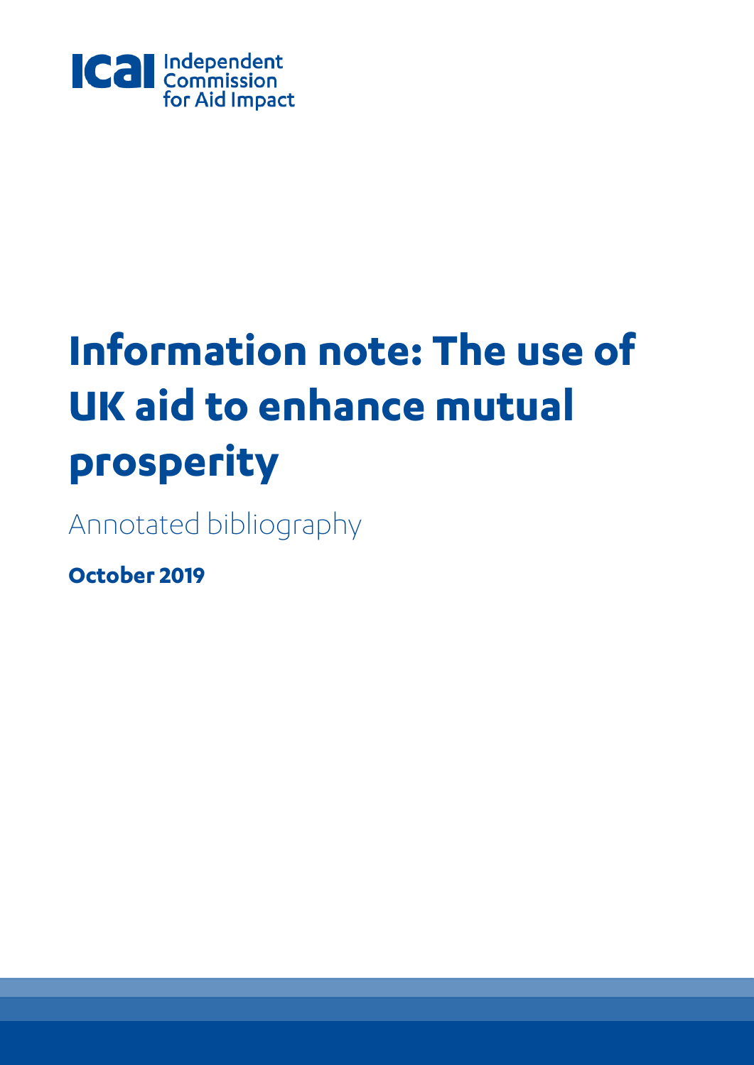ICAI Independent Commission for Aid Impact

# Information note: The use of UK aid to enhance mutual prosperity

Annotated bibliography

**October 2019**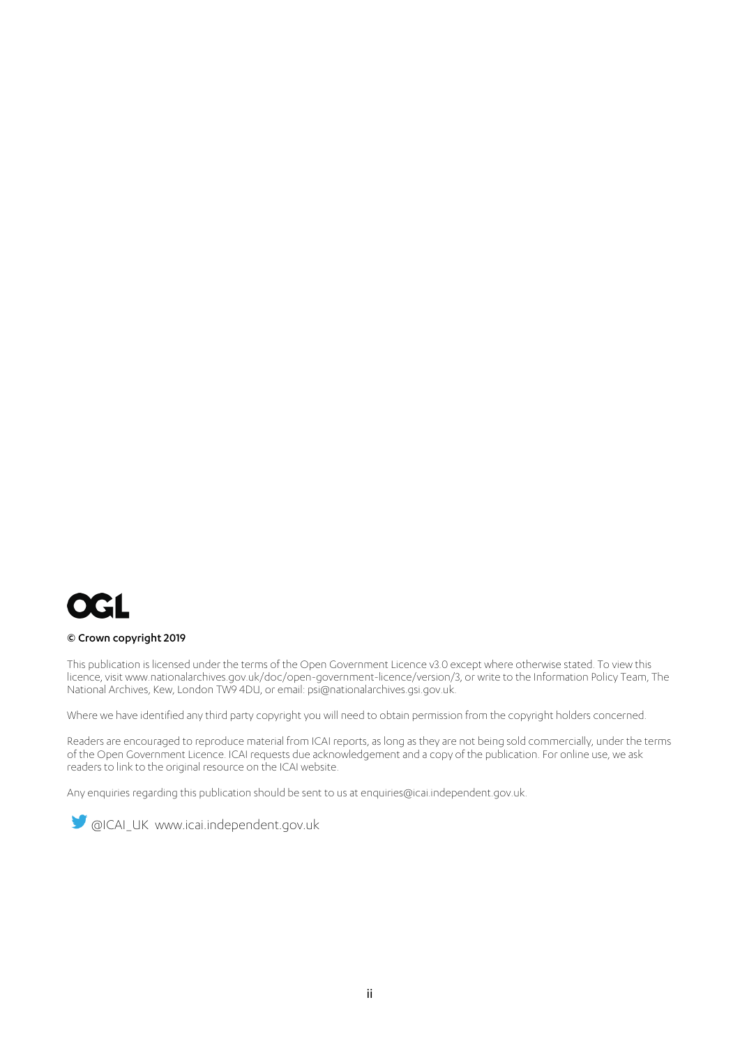OGL

**© Crown copyright 2019**

This publication is licensed under the terms of the Open Government Licence v3.0 except where otherwise stated. To view this licence, visit www.nationalarchives.gov.uk/doc/open-government-licence/version/3, or write to the Information Policy Team, The National Archives, Kew, London TW9 4DU, or email: psi@nationalarchives.gsi.gov.uk.

Where we have identified any third party copyright you will need to obtain permission from the copyright holders concerned.

Readers are encouraged to reproduce material from ICAI reports, as long as they are not being sold commercially, under the terms of the Open Government Licence. ICAI requests due acknowledgement and a copy of the publication. For online use, we ask readers to link to the original resource on the ICAI website.

Any enquiries regarding this publication should be sent to us at enquiries@icai.independent.gov.uk.

@ICAI_UK www.icai.independent.gov.uk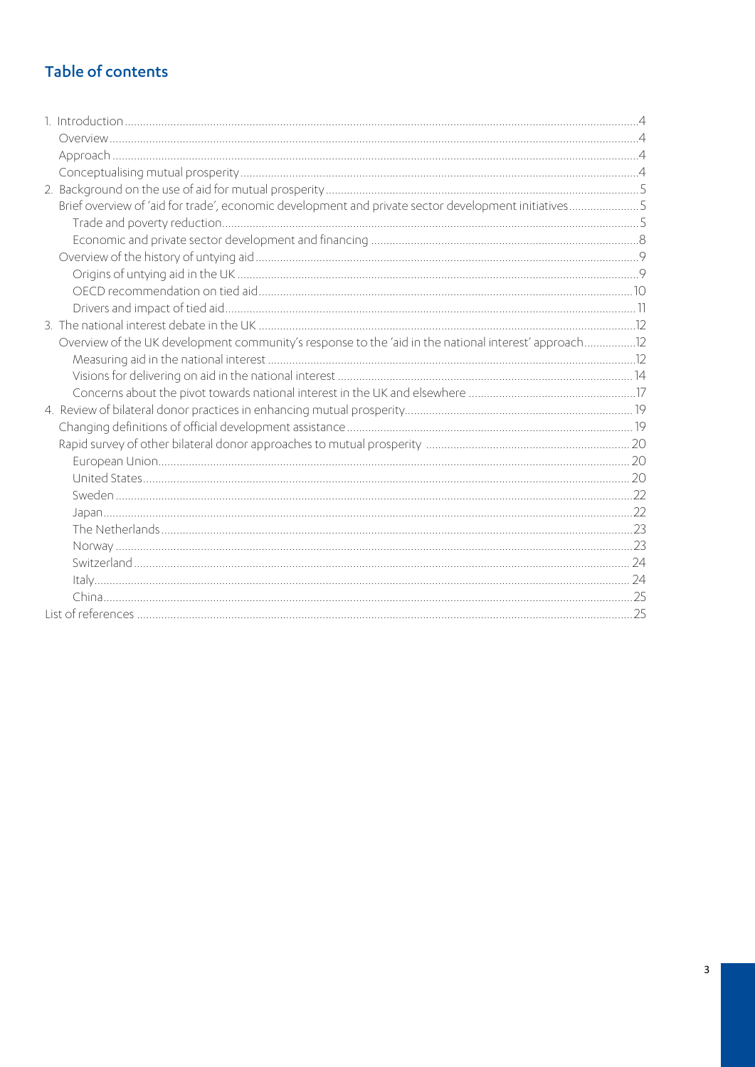## Table of contents

- 1. Introduction ..... 4
  - Overview ..... 4
  - Approach ..... 4
  - Conceptualising mutual prosperity ..... 4
- 2. Background on the use of aid for mutual prosperity ..... 5
  - Brief overview of 'aid for trade', economic development and private sector development initiatives ..... 5
    - Trade and poverty reduction ..... 5
    - Economic and private sector development and financing ..... 8
  - Overview of the history of untying aid ..... 9
    - Origins of untying aid in the UK ..... 9
    - OECD recommendation on tied aid ..... 10
    - Drivers and impact of tied aid ..... 11
- 3. The national interest debate in the UK ..... 12
  - Overview of the UK development community's response to the 'aid in the national interest' approach ..... 12
    - Measuring aid in the national interest ..... 12
    - Visions for delivering on aid in the national interest ..... 14
    - Concerns about the pivot towards national interest in the UK and elsewhere ..... 17
- 4. Review of bilateral donor practices in enhancing mutual prosperity ..... 19
  - Changing definitions of official development assistance ..... 19
  - Rapid survey of other bilateral donor approaches to mutual prosperity ..... 20
    - European Union ..... 20
    - United States ..... 20
    - Sweden ..... 22
    - Japan ..... 22
    - The Netherlands ..... 23
    - Norway ..... 23
    - Switzerland ..... 24
    - Italy ..... 24
    - China ..... 25
- List of references ..... 25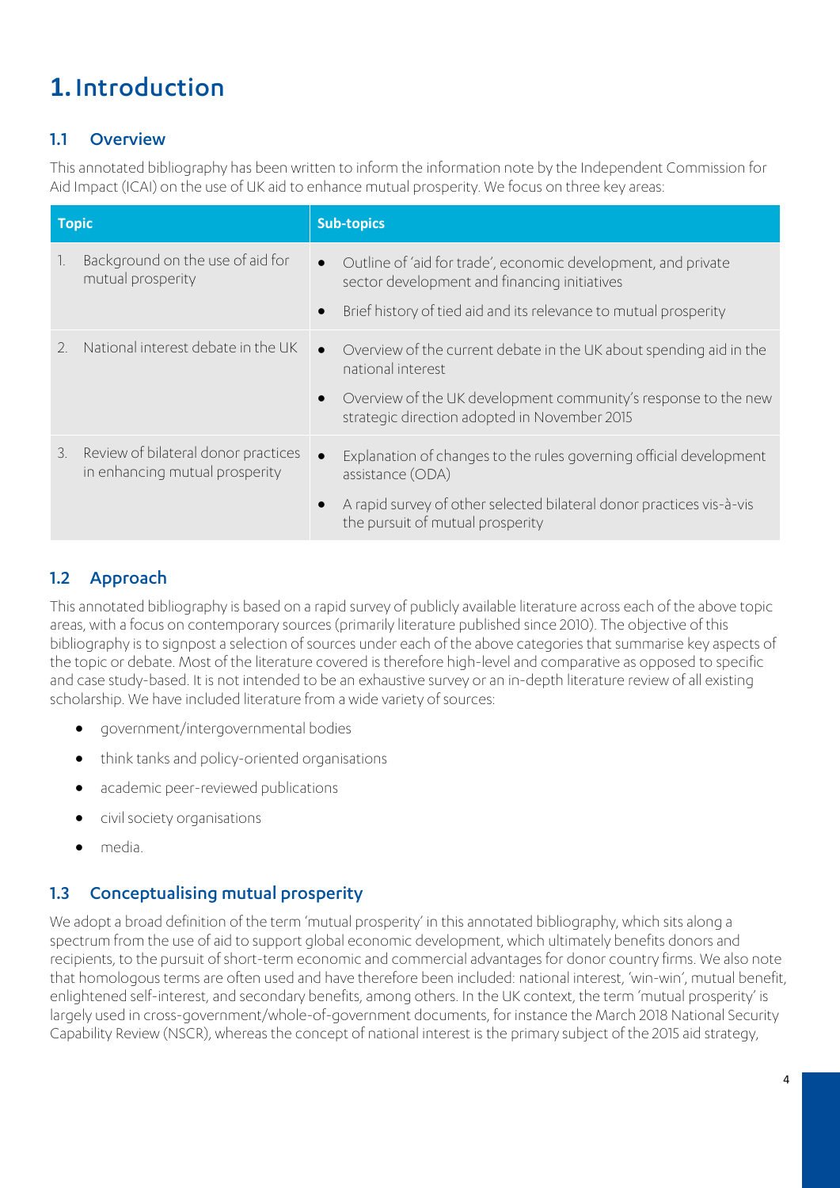# 1. Introduction

## 1.1 Overview

This annotated bibliography has been written to inform the information note by the Independent Commission for Aid Impact (ICAI) on the use of UK aid to enhance mutual prosperity. We focus on three key areas:

| Topic | Sub-topics |
| --- | --- |
| 1. Background on the use of aid for mutual prosperity | • Outline of 'aid for trade', economic development, and private sector development and financing initiatives<br>• Brief history of tied aid and its relevance to mutual prosperity |
| 2. National interest debate in the UK | • Overview of the current debate in the UK about spending aid in the national interest<br>• Overview of the UK development community's response to the new strategic direction adopted in November 2015 |
| 3. Review of bilateral donor practices in enhancing mutual prosperity | • Explanation of changes to the rules governing official development assistance (ODA)<br>• A rapid survey of other selected bilateral donor practices vis-à-vis the pursuit of mutual prosperity |

## 1.2 Approach

This annotated bibliography is based on a rapid survey of publicly available literature across each of the above topic areas, with a focus on contemporary sources (primarily literature published since 2010). The objective of this bibliography is to signpost a selection of sources under each of the above categories that summarise key aspects of the topic or debate. Most of the literature covered is therefore high-level and comparative as opposed to specific and case study-based. It is not intended to be an exhaustive survey or an in-depth literature review of all existing scholarship. We have included literature from a wide variety of sources:

- government/intergovernmental bodies
- think tanks and policy-oriented organisations
- academic peer-reviewed publications
- civil society organisations
- media.

## 1.3 Conceptualising mutual prosperity

We adopt a broad definition of the term 'mutual prosperity' in this annotated bibliography, which sits along a spectrum from the use of aid to support global economic development, which ultimately benefits donors and recipients, to the pursuit of short-term economic and commercial advantages for donor country firms. We also note that homologous terms are often used and have therefore been included: national interest, 'win-win', mutual benefit, enlightened self-interest, and secondary benefits, among others. In the UK context, the term 'mutual prosperity' is largely used in cross-government/whole-of-government documents, for instance the March 2018 National Security Capability Review (NSCR), whereas the concept of national interest is the primary subject of the 2015 aid strategy,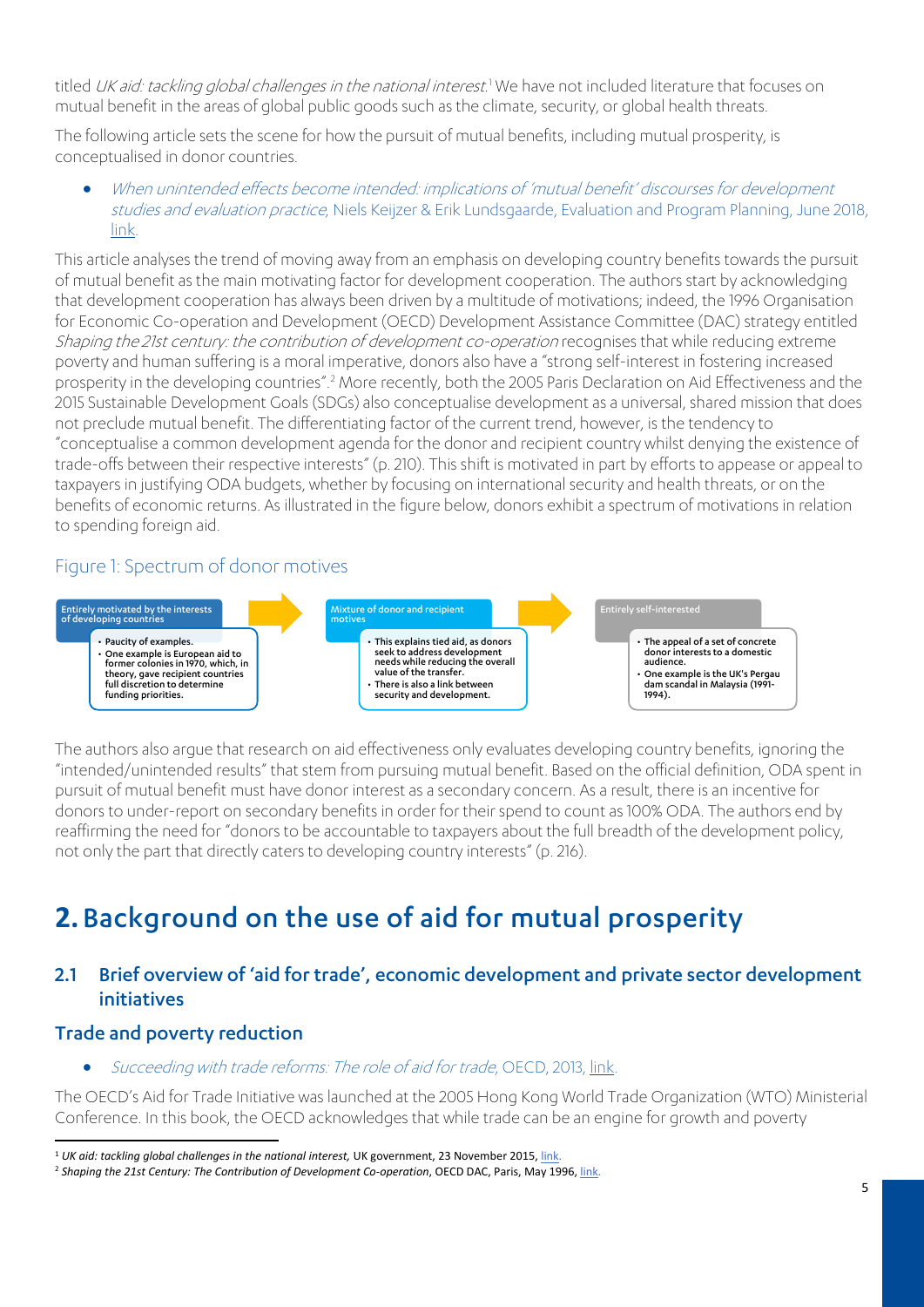titled *UK aid: tackling global challenges in the national interest*.[1] We have not included literature that focuses on mutual benefit in the areas of global public goods such as the climate, security, or global health threats.

The following article sets the scene for how the pursuit of mutual benefits, including mutual prosperity, is conceptualised in donor countries.

- *When unintended effects become intended: implications of 'mutual benefit' discourses for development studies and evaluation practice*, Niels Keijzer & Erik Lundsgaarde, Evaluation and Program Planning, June 2018, link.

This article analyses the trend of moving away from an emphasis on developing country benefits towards the pursuit of mutual benefit as the main motivating factor for development cooperation. The authors start by acknowledging that development cooperation has always been driven by a multitude of motivations; indeed, the 1996 Organisation for Economic Co-operation and Development (OECD) Development Assistance Committee (DAC) strategy entitled *Shaping the 21st century: the contribution of development co-operation* recognises that while reducing extreme poverty and human suffering is a moral imperative, donors also have a "strong self-interest in fostering increased prosperity in the developing countries".[2] More recently, both the 2005 Paris Declaration on Aid Effectiveness and the 2015 Sustainable Development Goals (SDGs) also conceptualise development as a universal, shared mission that does not preclude mutual benefit. The differentiating factor of the current trend, however, is the tendency to "conceptualise a common development agenda for the donor and recipient country whilst denying the existence of trade-offs between their respective interests" (p. 210). This shift is motivated in part by efforts to appease or appeal to taxpayers in justifying ODA budgets, whether by focusing on international security and health threats, or on the benefits of economic returns. As illustrated in the figure below, donors exhibit a spectrum of motivations in relation to spending foreign aid.

### Figure 1: Spectrum of donor motives

| Entirely motivated by the interests of developing countries | Mixture of donor and recipient motives | Entirely self-interested |
| --- | --- | --- |
| • Paucity of examples.<br>• One example is European aid to former colonies in 1970, which, in theory, gave recipient countries full discretion to determine funding priorities. | • This explains tied aid, as donors seek to address development needs while reducing the overall value of the transfer.<br>• There is also a link between security and development. | • The appeal of a set of concrete donor interests to a domestic audience.<br>• One example is the UK's Pergau dam scandal in Malaysia (1991-1994). |

The authors also argue that research on aid effectiveness only evaluates developing country benefits, ignoring the "intended/unintended results" that stem from pursuing mutual benefit. Based on the official definition, ODA spent in pursuit of mutual benefit must have donor interest as a secondary concern. As a result, there is an incentive for donors to under-report on secondary benefits in order for their spend to count as 100% ODA. The authors end by reaffirming the need for "donors to be accountable to taxpayers about the full breadth of the development policy, not only the part that directly caters to developing country interests" (p. 216).

# 2. Background on the use of aid for mutual prosperity

## 2.1 Brief overview of 'aid for trade', economic development and private sector development initiatives

### Trade and poverty reduction

- *Succeeding with trade reforms: The role of aid for trade*, OECD, 2013, link.

The OECD's Aid for Trade Initiative was launched at the 2005 Hong Kong World Trade Organization (WTO) Ministerial Conference. In this book, the OECD acknowledges that while trade can be an engine for growth and poverty

---

[1] *UK aid: tackling global challenges in the national interest,* UK government, 23 November 2015, link.

[2] *Shaping the 21st Century: The Contribution of Development Co-operation*, OECD DAC, Paris, May 1996, link.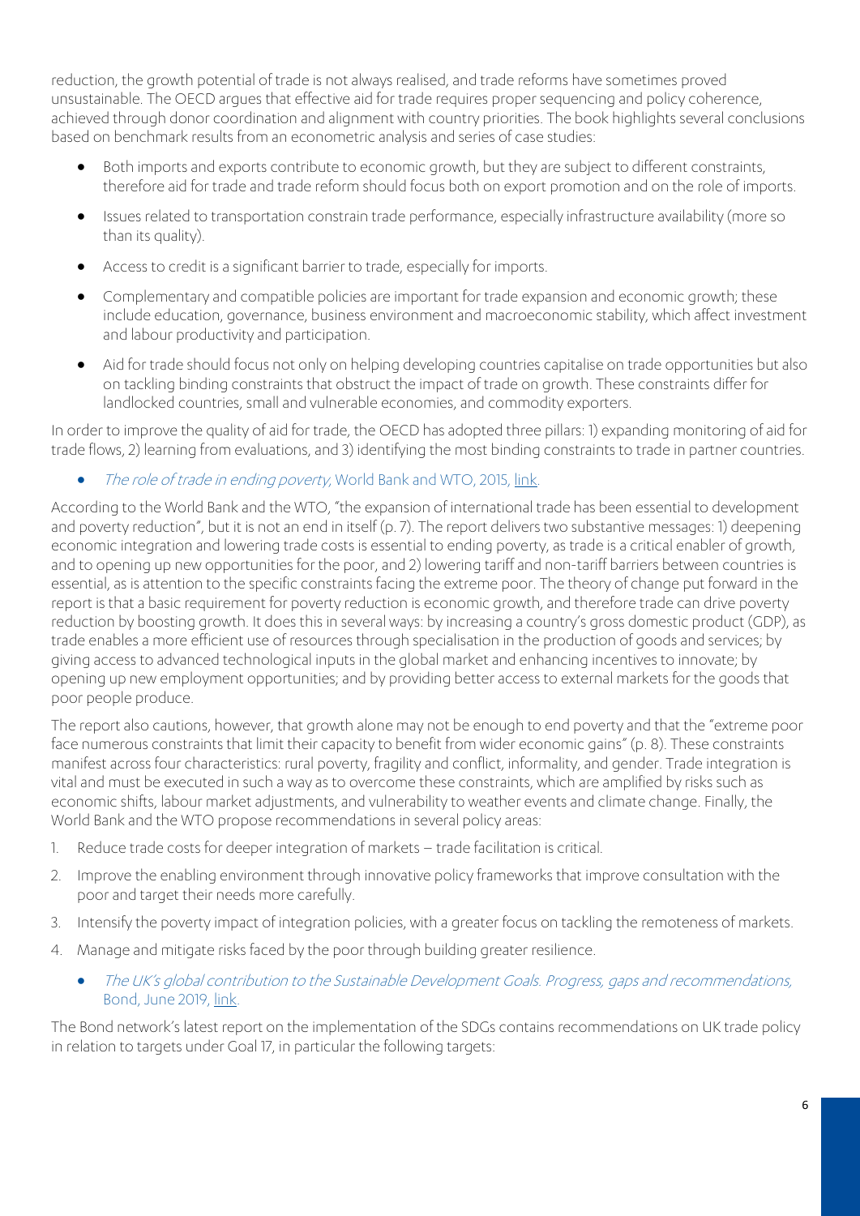reduction, the growth potential of trade is not always realised, and trade reforms have sometimes proved unsustainable. The OECD argues that effective aid for trade requires proper sequencing and policy coherence, achieved through donor coordination and alignment with country priorities. The book highlights several conclusions based on benchmark results from an econometric analysis and series of case studies:

- Both imports and exports contribute to economic growth, but they are subject to different constraints, therefore aid for trade and trade reform should focus both on export promotion and on the role of imports.
- Issues related to transportation constrain trade performance, especially infrastructure availability (more so than its quality).
- Access to credit is a significant barrier to trade, especially for imports.
- Complementary and compatible policies are important for trade expansion and economic growth; these include education, governance, business environment and macroeconomic stability, which affect investment and labour productivity and participation.
- Aid for trade should focus not only on helping developing countries capitalise on trade opportunities but also on tackling binding constraints that obstruct the impact of trade on growth. These constraints differ for landlocked countries, small and vulnerable economies, and commodity exporters.

In order to improve the quality of aid for trade, the OECD has adopted three pillars: 1) expanding monitoring of aid for trade flows, 2) learning from evaluations, and 3) identifying the most binding constraints to trade in partner countries.

- *The role of trade in ending poverty*, World Bank and WTO, 2015, link.

According to the World Bank and the WTO, "the expansion of international trade has been essential to development and poverty reduction", but it is not an end in itself (p. 7). The report delivers two substantive messages: 1) deepening economic integration and lowering trade costs is essential to ending poverty, as trade is a critical enabler of growth, and to opening up new opportunities for the poor, and 2) lowering tariff and non-tariff barriers between countries is essential, as is attention to the specific constraints facing the extreme poor. The theory of change put forward in the report is that a basic requirement for poverty reduction is economic growth, and therefore trade can drive poverty reduction by boosting growth. It does this in several ways: by increasing a country's gross domestic product (GDP), as trade enables a more efficient use of resources through specialisation in the production of goods and services; by giving access to advanced technological inputs in the global market and enhancing incentives to innovate; by opening up new employment opportunities; and by providing better access to external markets for the goods that poor people produce.

The report also cautions, however, that growth alone may not be enough to end poverty and that the "extreme poor face numerous constraints that limit their capacity to benefit from wider economic gains" (p. 8). These constraints manifest across four characteristics: rural poverty, fragility and conflict, informality, and gender. Trade integration is vital and must be executed in such a way as to overcome these constraints, which are amplified by risks such as economic shifts, labour market adjustments, and vulnerability to weather events and climate change. Finally, the World Bank and the WTO propose recommendations in several policy areas:

1. Reduce trade costs for deeper integration of markets – trade facilitation is critical.
2. Improve the enabling environment through innovative policy frameworks that improve consultation with the poor and target their needs more carefully.
3. Intensify the poverty impact of integration policies, with a greater focus on tackling the remoteness of markets.
4. Manage and mitigate risks faced by the poor through building greater resilience.

- *The UK's global contribution to the Sustainable Development Goals. Progress, gaps and recommendations*, Bond, June 2019, link.

The Bond network's latest report on the implementation of the SDGs contains recommendations on UK trade policy in relation to targets under Goal 17, in particular the following targets: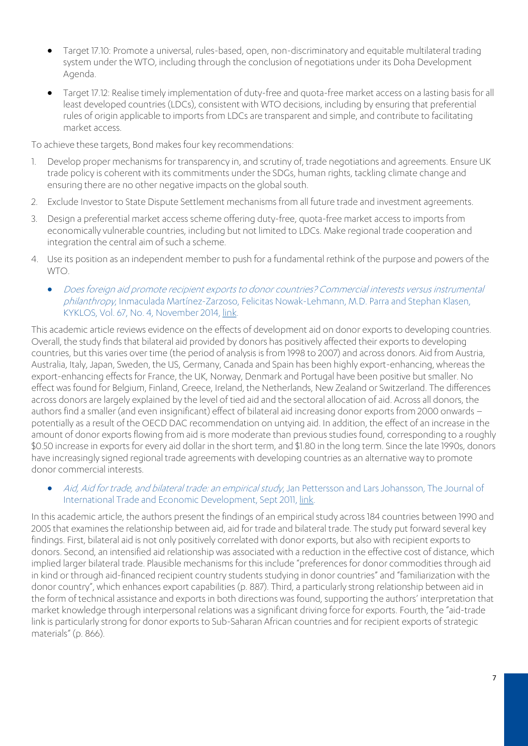- Target 17.10: Promote a universal, rules-based, open, non-discriminatory and equitable multilateral trading system under the WTO, including through the conclusion of negotiations under its Doha Development Agenda.
- Target 17.12: Realise timely implementation of duty-free and quota-free market access on a lasting basis for all least developed countries (LDCs), consistent with WTO decisions, including by ensuring that preferential rules of origin applicable to imports from LDCs are transparent and simple, and contribute to facilitating market access.

To achieve these targets, Bond makes four key recommendations:

1. Develop proper mechanisms for transparency in, and scrutiny of, trade negotiations and agreements. Ensure UK trade policy is coherent with its commitments under the SDGs, human rights, tackling climate change and ensuring there are no other negative impacts on the global south.
2. Exclude Investor to State Dispute Settlement mechanisms from all future trade and investment agreements.
3. Design a preferential market access scheme offering duty-free, quota-free market access to imports from economically vulnerable countries, including but not limited to LDCs. Make regional trade cooperation and integration the central aim of such a scheme.
4. Use its position as an independent member to push for a fundamental rethink of the purpose and powers of the WTO.

- *Does foreign aid promote recipient exports to donor countries? Commercial interests versus instrumental philanthropy*, Inmaculada Martínez-Zarzoso, Felicitas Nowak-Lehmann, M.D. Parra and Stephan Klasen, KYKLOS, Vol. 67, No. 4, November 2014, link.

This academic article reviews evidence on the effects of development aid on donor exports to developing countries. Overall, the study finds that bilateral aid provided by donors has positively affected their exports to developing countries, but this varies over time (the period of analysis is from 1998 to 2007) and across donors. Aid from Austria, Australia, Italy, Japan, Sweden, the US, Germany, Canada and Spain has been highly export-enhancing, whereas the export-enhancing effects for France, the UK, Norway, Denmark and Portugal have been positive but smaller. No effect was found for Belgium, Finland, Greece, Ireland, the Netherlands, New Zealand or Switzerland. The differences across donors are largely explained by the level of tied aid and the sectoral allocation of aid. Across all donors, the authors find a smaller (and even insignificant) effect of bilateral aid increasing donor exports from 2000 onwards – potentially as a result of the OECD DAC recommendation on untying aid. In addition, the effect of an increase in the amount of donor exports flowing from aid is more moderate than previous studies found, corresponding to a roughly \$0.50 increase in exports for every aid dollar in the short term, and \$1.80 in the long term. Since the late 1990s, donors have increasingly signed regional trade agreements with developing countries as an alternative way to promote donor commercial interests.

- *Aid, Aid for trade, and bilateral trade: an empirical study*, Jan Pettersson and Lars Johansson, The Journal of International Trade and Economic Development, Sept 2011, link.

In this academic article, the authors present the findings of an empirical study across 184 countries between 1990 and 2005 that examines the relationship between aid, aid for trade and bilateral trade. The study put forward several key findings. First, bilateral aid is not only positively correlated with donor exports, but also with recipient exports to donors. Second, an intensified aid relationship was associated with a reduction in the effective cost of distance, which implied larger bilateral trade. Plausible mechanisms for this include "preferences for donor commodities through aid in kind or through aid-financed recipient country students studying in donor countries" and "familiarization with the donor country", which enhances export capabilities (p. 887). Third, a particularly strong relationship between aid in the form of technical assistance and exports in both directions was found, supporting the authors' interpretation that market knowledge through interpersonal relations was a significant driving force for exports. Fourth, the "aid-trade link is particularly strong for donor exports to Sub-Saharan African countries and for recipient exports of strategic materials" (p. 866).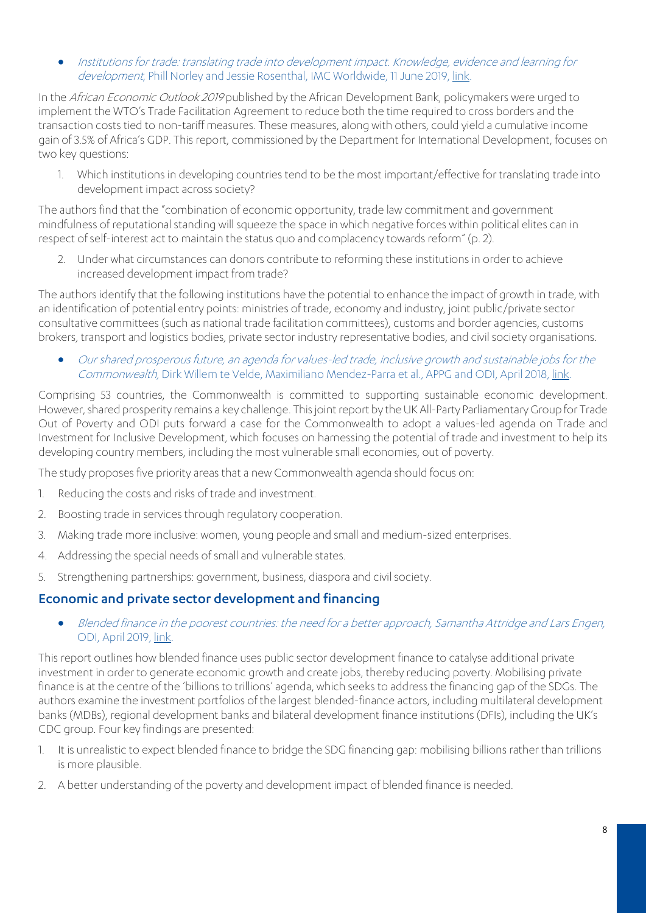- *Institutions for trade: translating trade into development impact. Knowledge, evidence and learning for development*, Phill Norley and Jessie Rosenthal, IMC Worldwide, 11 June 2019, link.

In the *African Economic Outlook 2019* published by the African Development Bank, policymakers were urged to implement the WTO's Trade Facilitation Agreement to reduce both the time required to cross borders and the transaction costs tied to non-tariff measures. These measures, along with others, could yield a cumulative income gain of 3.5% of Africa's GDP. This report, commissioned by the Department for International Development, focuses on two key questions:

1. Which institutions in developing countries tend to be the most important/effective for translating trade into development impact across society?

The authors find that the "combination of economic opportunity, trade law commitment and government mindfulness of reputational standing will squeeze the space in which negative forces within political elites can in respect of self-interest act to maintain the status quo and complacency towards reform" (p. 2).

2. Under what circumstances can donors contribute to reforming these institutions in order to achieve increased development impact from trade?

The authors identify that the following institutions have the potential to enhance the impact of growth in trade, with an identification of potential entry points: ministries of trade, economy and industry, joint public/private sector consultative committees (such as national trade facilitation committees), customs and border agencies, customs brokers, transport and logistics bodies, private sector industry representative bodies, and civil society organisations.

- *Our shared prosperous future, an agenda for values-led trade, inclusive growth and sustainable jobs for the Commonwealth*, Dirk Willem te Velde, Maximiliano Mendez-Parra et al., APPG and ODI, April 2018, link.

Comprising 53 countries, the Commonwealth is committed to supporting sustainable economic development. However, shared prosperity remains a key challenge. This joint report by the UK All-Party Parliamentary Group for Trade Out of Poverty and ODI puts forward a case for the Commonwealth to adopt a values-led agenda on Trade and Investment for Inclusive Development, which focuses on harnessing the potential of trade and investment to help its developing country members, including the most vulnerable small economies, out of poverty.

The study proposes five priority areas that a new Commonwealth agenda should focus on:

1. Reducing the costs and risks of trade and investment.
2. Boosting trade in services through regulatory cooperation.
3. Making trade more inclusive: women, young people and small and medium-sized enterprises.
4. Addressing the special needs of small and vulnerable states.
5. Strengthening partnerships: government, business, diaspora and civil society.

## Economic and private sector development and financing

- *Blended finance in the poorest countries: the need for a better approach, Samantha Attridge and Lars Engen,* ODI, April 2019, link.

This report outlines how blended finance uses public sector development finance to catalyse additional private investment in order to generate economic growth and create jobs, thereby reducing poverty. Mobilising private finance is at the centre of the 'billions to trillions' agenda, which seeks to address the financing gap of the SDGs. The authors examine the investment portfolios of the largest blended-finance actors, including multilateral development banks (MDBs), regional development banks and bilateral development finance institutions (DFIs), including the UK's CDC group. Four key findings are presented:

1. It is unrealistic to expect blended finance to bridge the SDG financing gap: mobilising billions rather than trillions is more plausible.
2. A better understanding of the poverty and development impact of blended finance is needed.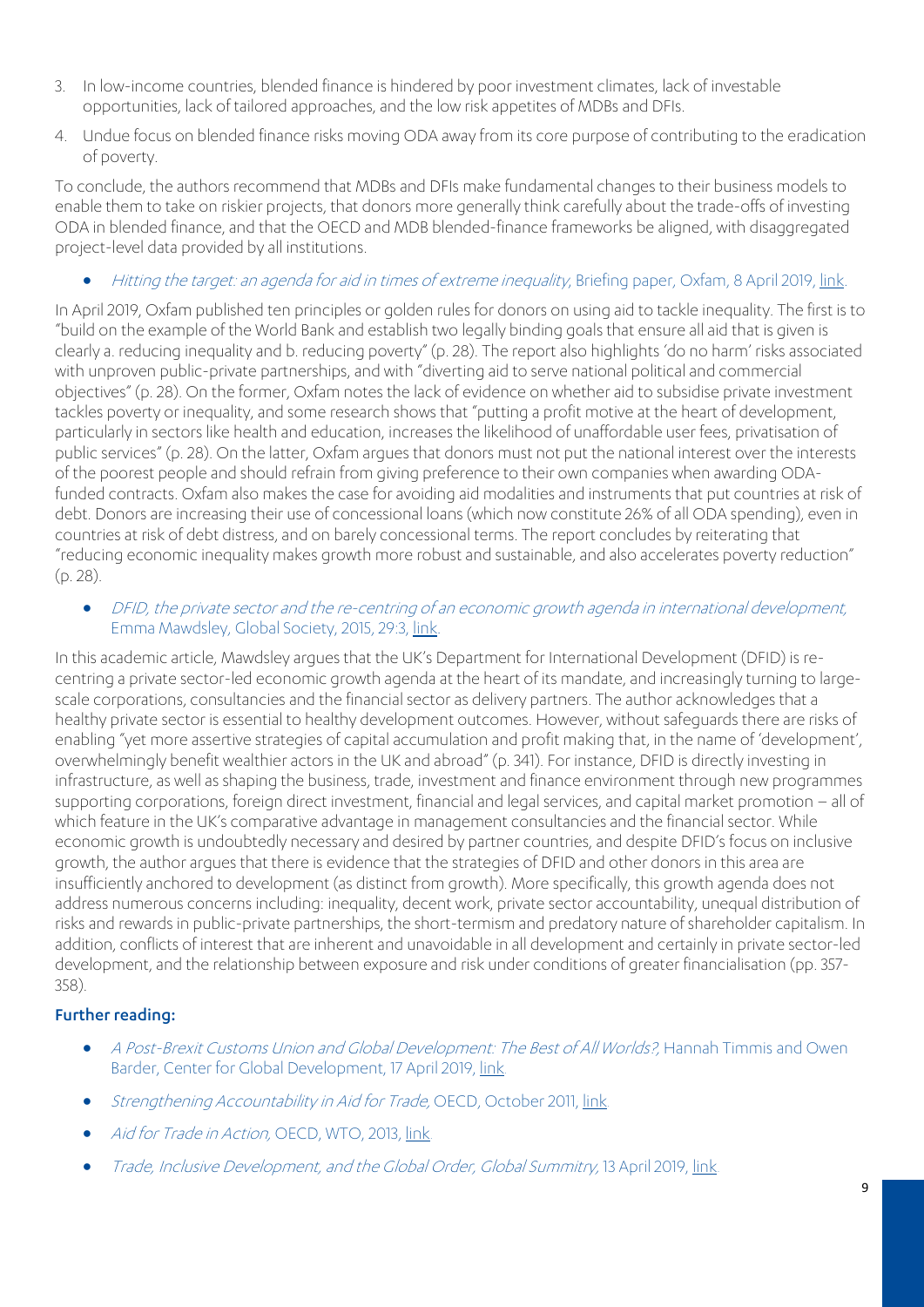3. In low-income countries, blended finance is hindered by poor investment climates, lack of investable opportunities, lack of tailored approaches, and the low risk appetites of MDBs and DFIs.
4. Undue focus on blended finance risks moving ODA away from its core purpose of contributing to the eradication of poverty.

To conclude, the authors recommend that MDBs and DFIs make fundamental changes to their business models to enable them to take on riskier projects, that donors more generally think carefully about the trade-offs of investing ODA in blended finance, and that the OECD and MDB blended-finance frameworks be aligned, with disaggregated project-level data provided by all institutions.

- *Hitting the target: an agenda for aid in times of extreme inequality*, Briefing paper, Oxfam, 8 April 2019, link.

In April 2019, Oxfam published ten principles or golden rules for donors on using aid to tackle inequality. The first is to "build on the example of the World Bank and establish two legally binding goals that ensure all aid that is given is clearly a. reducing inequality and b. reducing poverty" (p. 28). The report also highlights 'do no harm' risks associated with unproven public-private partnerships, and with "diverting aid to serve national political and commercial objectives" (p. 28). On the former, Oxfam notes the lack of evidence on whether aid to subsidise private investment tackles poverty or inequality, and some research shows that "putting a profit motive at the heart of development, particularly in sectors like health and education, increases the likelihood of unaffordable user fees, privatisation of public services" (p. 28). On the latter, Oxfam argues that donors must not put the national interest over the interests of the poorest people and should refrain from giving preference to their own companies when awarding ODA-funded contracts. Oxfam also makes the case for avoiding aid modalities and instruments that put countries at risk of debt. Donors are increasing their use of concessional loans (which now constitute 26% of all ODA spending), even in countries at risk of debt distress, and on barely concessional terms. The report concludes by reiterating that "reducing economic inequality makes growth more robust and sustainable, and also accelerates poverty reduction" (p. 28).

- *DFID, the private sector and the re-centring of an economic growth agenda in international development*, Emma Mawdsley, Global Society, 2015, 29:3, link.

In this academic article, Mawdsley argues that the UK's Department for International Development (DFID) is re-centring a private sector-led economic growth agenda at the heart of its mandate, and increasingly turning to large-scale corporations, consultancies and the financial sector as delivery partners. The author acknowledges that a healthy private sector is essential to healthy development outcomes. However, without safeguards there are risks of enabling "yet more assertive strategies of capital accumulation and profit making that, in the name of 'development', overwhelmingly benefit wealthier actors in the UK and abroad" (p. 341). For instance, DFID is directly investing in infrastructure, as well as shaping the business, trade, investment and finance environment through new programmes supporting corporations, foreign direct investment, financial and legal services, and capital market promotion – all of which feature in the UK's comparative advantage in management consultancies and the financial sector. While economic growth is undoubtedly necessary and desired by partner countries, and despite DFID's focus on inclusive growth, the author argues that there is evidence that the strategies of DFID and other donors in this area are insufficiently anchored to development (as distinct from growth). More specifically, this growth agenda does not address numerous concerns including: inequality, decent work, private sector accountability, unequal distribution of risks and rewards in public-private partnerships, the short-termism and predatory nature of shareholder capitalism. In addition, conflicts of interest that are inherent and unavoidable in all development and certainly in private sector-led development, and the relationship between exposure and risk under conditions of greater financialisation (pp. 357-358).

### Further reading:

- *A Post-Brexit Customs Union and Global Development: The Best of All Worlds?*, Hannah Timmis and Owen Barder, Center for Global Development, 17 April 2019, link.
- *Strengthening Accountability in Aid for Trade*, OECD, October 2011, link.
- *Aid for Trade in Action*, OECD, WTO, 2013, link.
- *Trade, Inclusive Development, and the Global Order, Global Summitry*, 13 April 2019, link.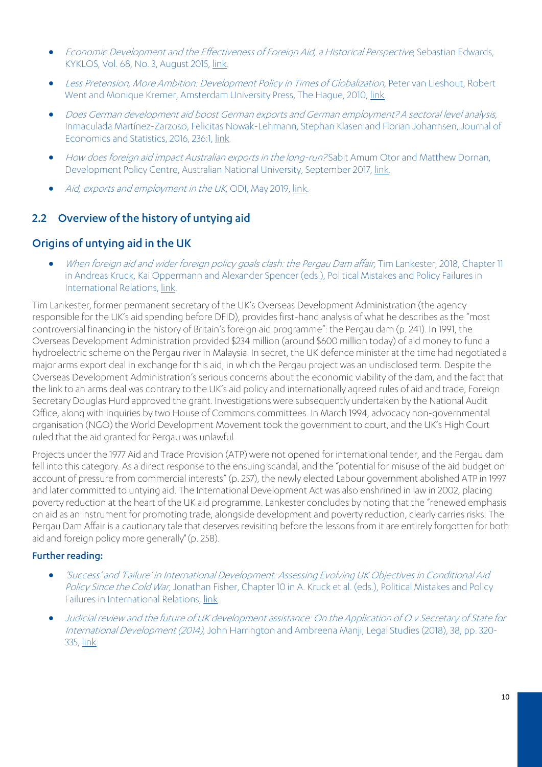- *Economic Development and the Effectiveness of Foreign Aid, a Historical Perspective*, Sebastian Edwards, KYKLOS, Vol. 68, No. 3, August 2015, link.
- *Less Pretension, More Ambition: Development Policy in Times of Globalization*, Peter van Lieshout, Robert Went and Monique Kremer, Amsterdam University Press, The Hague, 2010, link.
- *Does German development aid boost German exports and German employment? A sectoral level analysis*, Inmaculada Martínez-Zarzoso, Felicitas Nowak-Lehmann, Stephan Klasen and Florian Johannsen, Journal of Economics and Statistics, 2016, 236:1, link.
- *How does foreign aid impact Australian exports in the long-run?* Sabit Amum Otor and Matthew Dornan, Development Policy Centre, Australian National University, September 2017, link.
- *Aid, exports and employment in the UK*, ODI, May 2019, link.

## 2.2 Overview of the history of untying aid

### Origins of untying aid in the UK

- *When foreign aid and wider foreign policy goals clash: the Pergau Dam affair,* Tim Lankester, 2018, Chapter 11 in Andreas Kruck, Kai Oppermann and Alexander Spencer (eds.), Political Mistakes and Policy Failures in International Relations, link.

Tim Lankester, former permanent secretary of the UK's Overseas Development Administration (the agency responsible for the UK's aid spending before DFID), provides first-hand analysis of what he describes as the "most controversial financing in the history of Britain's foreign aid programme": the Pergau dam (p. 241). In 1991, the Overseas Development Administration provided $234 million (around $600 million today) of aid money to fund a hydroelectric scheme on the Pergau river in Malaysia. In secret, the UK defence minister at the time had negotiated a major arms export deal in exchange for this aid, in which the Pergau project was an undisclosed term. Despite the Overseas Development Administration's serious concerns about the economic viability of the dam, and the fact that the link to an arms deal was contrary to the UK's aid policy and internationally agreed rules of aid and trade, Foreign Secretary Douglas Hurd approved the grant. Investigations were subsequently undertaken by the National Audit Office, along with inquiries by two House of Commons committees. In March 1994, advocacy non-governmental organisation (NGO) the World Development Movement took the government to court, and the UK's High Court ruled that the aid granted for Pergau was unlawful.

Projects under the 1977 Aid and Trade Provision (ATP) were not opened for international tender, and the Pergau dam fell into this category. As a direct response to the ensuing scandal, and the "potential for misuse of the aid budget on account of pressure from commercial interests" (p. 257), the newly elected Labour government abolished ATP in 1997 and later committed to untying aid. The International Development Act was also enshrined in law in 2002, placing poverty reduction at the heart of the UK aid programme. Lankester concludes by noting that the "renewed emphasis on aid as an instrument for promoting trade, alongside development and poverty reduction, clearly carries risks. The Pergau Dam Affair is a cautionary tale that deserves revisiting before the lessons from it are entirely forgotten for both aid and foreign policy more generally" (p. 258).

**Further reading:**

- *'Success' and 'Failure' in International Development: Assessing Evolving UK Objectives in Conditional Aid Policy Since the Cold War,* Jonathan Fisher, Chapter 10 in A. Kruck et al. (eds.), Political Mistakes and Policy Failures in International Relations, link.
- *Judicial review and the future of UK development assistance: On the Application of O v Secretary of State for International Development (2014),* John Harrington and Ambreena Manji, Legal Studies (2018), 38, pp. 320-335, link.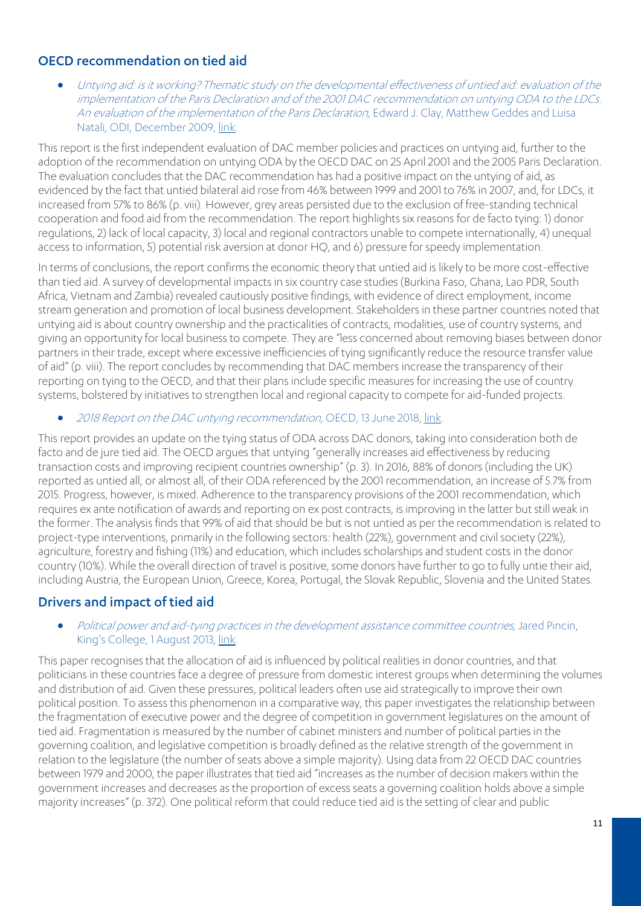## OECD recommendation on tied aid

- *Untying aid: is it working? Thematic study on the developmental effectiveness of untied aid: evaluation of the implementation of the Paris Declaration and of the 2001 DAC recommendation on untying ODA to the LDCs. An evaluation of the implementation of the Paris Declaration,* Edward J. Clay, Matthew Geddes and Luisa Natali, ODI, December 2009, link.

This report is the first independent evaluation of DAC member policies and practices on untying aid, further to the adoption of the recommendation on untying ODA by the OECD DAC on 25 April 2001 and the 2005 Paris Declaration. The evaluation concludes that the DAC recommendation has had a positive impact on the untying of aid, as evidenced by the fact that untied bilateral aid rose from 46% between 1999 and 2001 to 76% in 2007, and, for LDCs, it increased from 57% to 86% (p. viii). However, grey areas persisted due to the exclusion of free-standing technical cooperation and food aid from the recommendation. The report highlights six reasons for de facto tying: 1) donor regulations, 2) lack of local capacity, 3) local and regional contractors unable to compete internationally, 4) unequal access to information, 5) potential risk aversion at donor HQ, and 6) pressure for speedy implementation.

In terms of conclusions, the report confirms the economic theory that untied aid is likely to be more cost-effective than tied aid. A survey of developmental impacts in six country case studies (Burkina Faso, Ghana, Lao PDR, South Africa, Vietnam and Zambia) revealed cautiously positive findings, with evidence of direct employment, income stream generation and promotion of local business development. Stakeholders in these partner countries noted that untying aid is about country ownership and the practicalities of contracts, modalities, use of country systems, and giving an opportunity for local business to compete. They are "less concerned about removing biases between donor partners in their trade, except where excessive inefficiencies of tying significantly reduce the resource transfer value of aid" (p. viii). The report concludes by recommending that DAC members increase the transparency of their reporting on tying to the OECD, and that their plans include specific measures for increasing the use of country systems, bolstered by initiatives to strengthen local and regional capacity to compete for aid-funded projects.

- *2018 Report on the DAC untying recommendation,* OECD, 13 June 2018, link.

This report provides an update on the tying status of ODA across DAC donors, taking into consideration both de facto and de jure tied aid. The OECD argues that untying "generally increases aid effectiveness by reducing transaction costs and improving recipient countries ownership" (p. 3). In 2016, 88% of donors (including the UK) reported as untied all, or almost all, of their ODA referenced by the 2001 recommendation, an increase of 5.7% from 2015. Progress, however, is mixed. Adherence to the transparency provisions of the 2001 recommendation, which requires ex ante notification of awards and reporting on ex post contracts, is improving in the latter but still weak in the former. The analysis finds that 99% of aid that should be but is not untied as per the recommendation is related to project-type interventions, primarily in the following sectors: health (22%), government and civil society (22%), agriculture, forestry and fishing (11%) and education, which includes scholarships and student costs in the donor country (10%). While the overall direction of travel is positive, some donors have further to go to fully untie their aid, including Austria, the European Union, Greece, Korea, Portugal, the Slovak Republic, Slovenia and the United States.

## Drivers and impact of tied aid

- *Political power and aid-tying practices in the development assistance committee countries,* Jared Pincin, King's College, 1 August 2013, link.

This paper recognises that the allocation of aid is influenced by political realities in donor countries, and that politicians in these countries face a degree of pressure from domestic interest groups when determining the volumes and distribution of aid. Given these pressures, political leaders often use aid strategically to improve their own political position. To assess this phenomenon in a comparative way, this paper investigates the relationship between the fragmentation of executive power and the degree of competition in government legislatures on the amount of tied aid. Fragmentation is measured by the number of cabinet ministers and number of political parties in the governing coalition, and legislative competition is broadly defined as the relative strength of the government in relation to the legislature (the number of seats above a simple majority). Using data from 22 OECD DAC countries between 1979 and 2000, the paper illustrates that tied aid "increases as the number of decision makers within the government increases and decreases as the proportion of excess seats a governing coalition holds above a simple majority increases" (p. 372). One political reform that could reduce tied aid is the setting of clear and public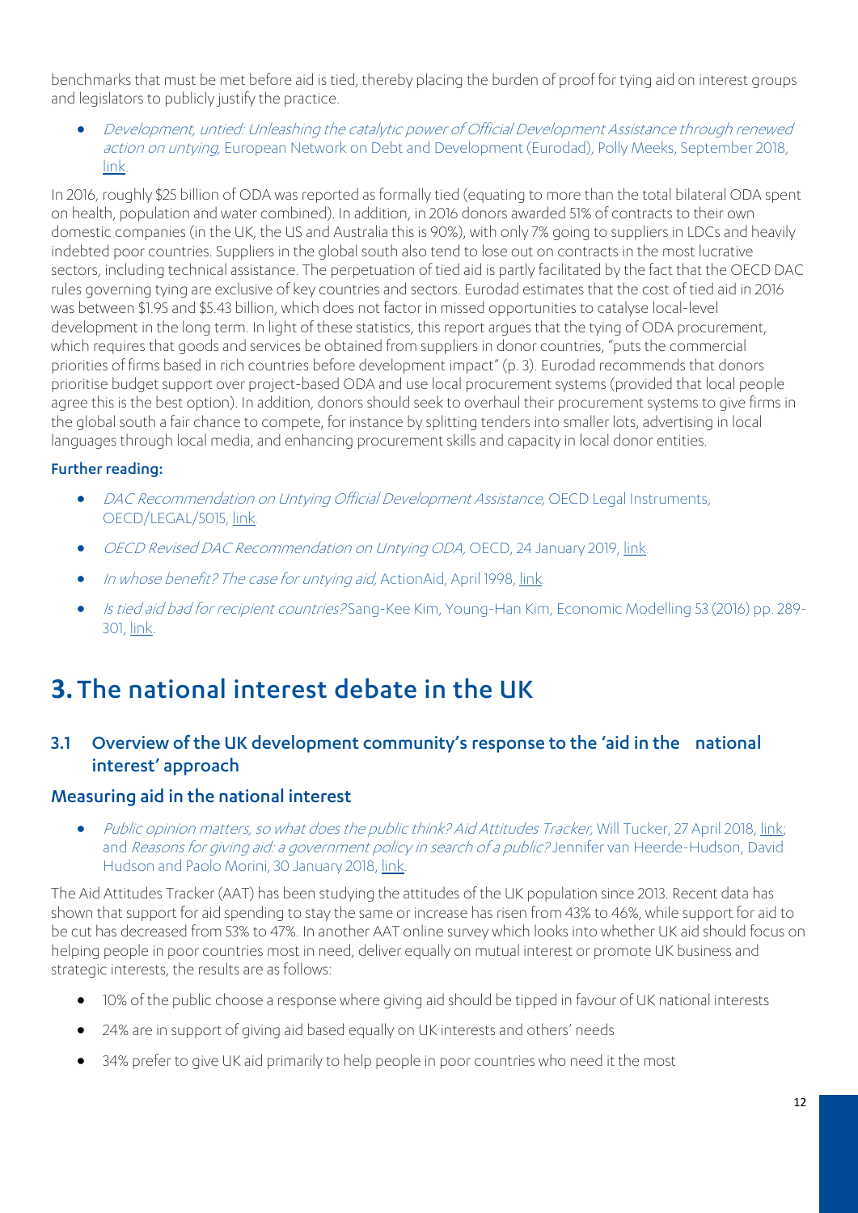benchmarks that must be met before aid is tied, thereby placing the burden of proof for tying aid on interest groups and legislators to publicly justify the practice.

- *Development, untied: Unleashing the catalytic power of Official Development Assistance through renewed action on untying,* European Network on Debt and Development (Eurodad), Polly Meeks, September 2018, link.

In 2016, roughly $25 billion of ODA was reported as formally tied (equating to more than the total bilateral ODA spent on health, population and water combined). In addition, in 2016 donors awarded 51% of contracts to their own domestic companies (in the UK, the US and Australia this is 90%), with only 7% going to suppliers in LDCs and heavily indebted poor countries. Suppliers in the global south also tend to lose out on contracts in the most lucrative sectors, including technical assistance. The perpetuation of tied aid is partly facilitated by the fact that the OECD DAC rules governing tying are exclusive of key countries and sectors. Eurodad estimates that the cost of tied aid in 2016 was between $1.95 and $5.43 billion, which does not factor in missed opportunities to catalyse local-level development in the long term. In light of these statistics, this report argues that the tying of ODA procurement, which requires that goods and services be obtained from suppliers in donor countries, "puts the commercial priorities of firms based in rich countries before development impact" (p. 3). Eurodad recommends that donors prioritise budget support over project-based ODA and use local procurement systems (provided that local people agree this is the best option). In addition, donors should seek to overhaul their procurement systems to give firms in the global south a fair chance to compete, for instance by splitting tenders into smaller lots, advertising in local languages through local media, and enhancing procurement skills and capacity in local donor entities.

**Further reading:**

- *DAC Recommendation on Untying Official Development Assistance,* OECD Legal Instruments, OECD/LEGAL/5015, link.
- *OECD Revised DAC Recommendation on Untying ODA,* OECD, 24 January 2019, link.
- *In whose benefit? The case for untying aid,* ActionAid, April 1998, link.
- *Is tied aid bad for recipient countries?* Sang-Kee Kim, Young-Han Kim, Economic Modelling 53 (2016) pp. 289-301, link.

# 3. The national interest debate in the UK

## 3.1 Overview of the UK development community's response to the 'aid in the national interest' approach

### Measuring aid in the national interest

- *Public opinion matters, so what does the public think? Aid Attitudes Tracker,* Will Tucker, 27 April 2018, link; and *Reasons for giving aid: a government policy in search of a public?* Jennifer van Heerde-Hudson, David Hudson and Paolo Morini, 30 January 2018, link.

The Aid Attitudes Tracker (AAT) has been studying the attitudes of the UK population since 2013. Recent data has shown that support for aid spending to stay the same or increase has risen from 43% to 46%, while support for aid to be cut has decreased from 53% to 47%. In another AAT online survey which looks into whether UK aid should focus on helping people in poor countries most in need, deliver equally on mutual interest or promote UK business and strategic interests, the results are as follows:

- 10% of the public choose a response where giving aid should be tipped in favour of UK national interests
- 24% are in support of giving aid based equally on UK interests and others' needs
- 34% prefer to give UK aid primarily to help people in poor countries who need it the most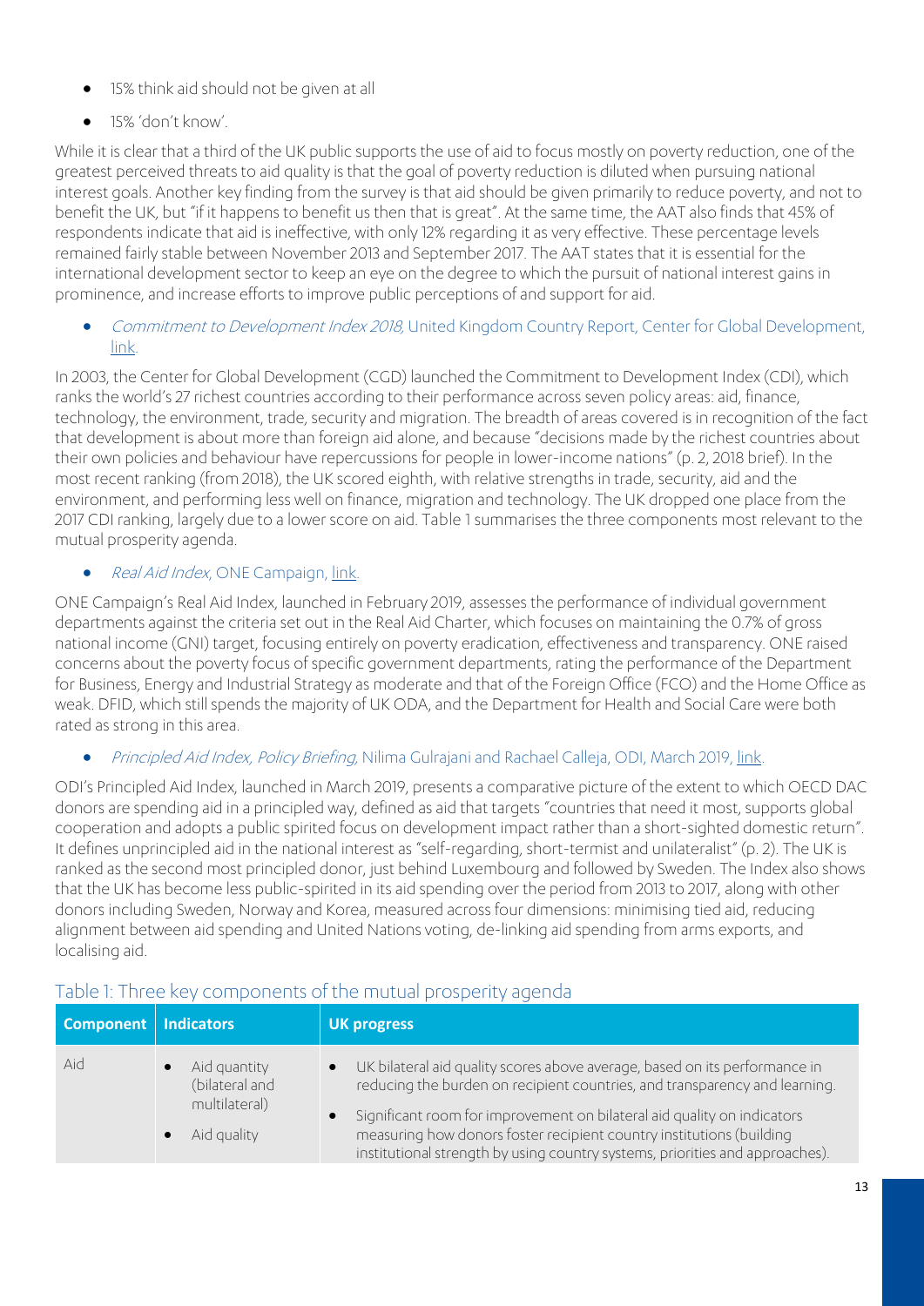- 15% think aid should not be given at all
- 15% 'don't know'.

While it is clear that a third of the UK public supports the use of aid to focus mostly on poverty reduction, one of the greatest perceived threats to aid quality is that the goal of poverty reduction is diluted when pursuing national interest goals. Another key finding from the survey is that aid should be given primarily to reduce poverty, and not to benefit the UK, but "if it happens to benefit us then that is great". At the same time, the AAT also finds that 45% of respondents indicate that aid is ineffective, with only 12% regarding it as very effective. These percentage levels remained fairly stable between November 2013 and September 2017. The AAT states that it is essential for the international development sector to keep an eye on the degree to which the pursuit of national interest gains in prominence, and increase efforts to improve public perceptions of and support for aid.

- *Commitment to Development Index 2018*, United Kingdom Country Report, Center for Global Development, link.

In 2003, the Center for Global Development (CGD) launched the Commitment to Development Index (CDI), which ranks the world's 27 richest countries according to their performance across seven policy areas: aid, finance, technology, the environment, trade, security and migration. The breadth of areas covered is in recognition of the fact that development is about more than foreign aid alone, and because "decisions made by the richest countries about their own policies and behaviour have repercussions for people in lower-income nations" (p. 2, 2018 brief). In the most recent ranking (from 2018), the UK scored eighth, with relative strengths in trade, security, aid and the environment, and performing less well on finance, migration and technology. The UK dropped one place from the 2017 CDI ranking, largely due to a lower score on aid. Table 1 summarises the three components most relevant to the mutual prosperity agenda.

- *Real Aid Index*, ONE Campaign, link.

ONE Campaign's Real Aid Index, launched in February 2019, assesses the performance of individual government departments against the criteria set out in the Real Aid Charter, which focuses on maintaining the 0.7% of gross national income (GNI) target, focusing entirely on poverty eradication, effectiveness and transparency. ONE raised concerns about the poverty focus of specific government departments, rating the performance of the Department for Business, Energy and Industrial Strategy as moderate and that of the Foreign Office (FCO) and the Home Office as weak. DFID, which still spends the majority of UK ODA, and the Department for Health and Social Care were both rated as strong in this area.

- *Principled Aid Index, Policy Briefing*, Nilima Gulrajani and Rachael Calleja, ODI, March 2019, link.

ODI's Principled Aid Index, launched in March 2019, presents a comparative picture of the extent to which OECD DAC donors are spending aid in a principled way, defined as aid that targets "countries that need it most, supports global cooperation and adopts a public spirited focus on development impact rather than a short-sighted domestic return". It defines unprincipled aid in the national interest as "self-regarding, short-termist and unilateralist" (p. 2). The UK is ranked as the second most principled donor, just behind Luxembourg and followed by Sweden. The Index also shows that the UK has become less public-spirited in its aid spending over the period from 2013 to 2017, along with other donors including Sweden, Norway and Korea, measured across four dimensions: minimising tied aid, reducing alignment between aid spending and United Nations voting, de-linking aid spending from arms exports, and localising aid.

## Table 1: Three key components of the mutual prosperity agenda

| Component | Indicators | UK progress |
|---|---|---|
| Aid | • Aid quantity (bilateral and multilateral)<br>• Aid quality | • UK bilateral aid quality scores above average, based on its performance in reducing the burden on recipient countries, and transparency and learning.<br>• Significant room for improvement on bilateral aid quality on indicators measuring how donors foster recipient country institutions (building institutional strength by using country systems, priorities and approaches). |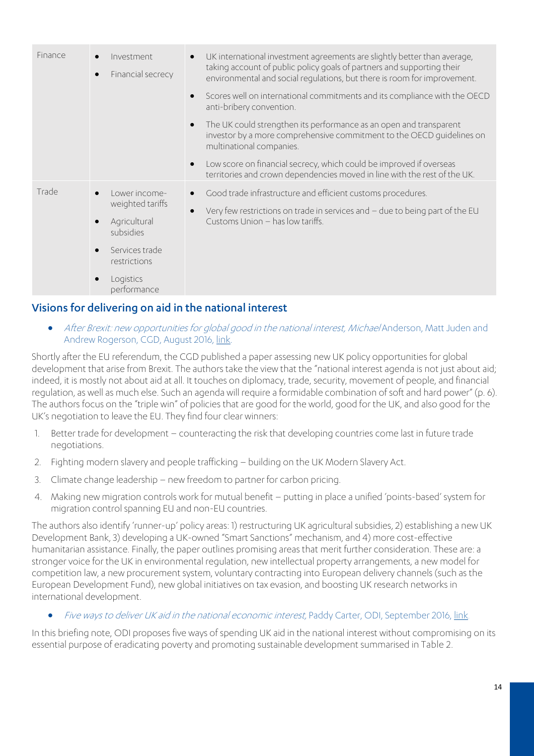| Finance | • Investment<br>• Financial secrecy | • UK international investment agreements are slightly better than average, taking account of public policy goals of partners and supporting their environmental and social regulations, but there is room for improvement.<br>• Scores well on international commitments and its compliance with the OECD anti-bribery convention.<br>• The UK could strengthen its performance as an open and transparent investor by a more comprehensive commitment to the OECD guidelines on multinational companies.<br>• Low score on financial secrecy, which could be improved if overseas territories and crown dependencies moved in line with the rest of the UK. |
|---|---|---|
| Trade | • Lower income-weighted tariffs<br>• Agricultural subsidies<br>• Services trade restrictions<br>• Logistics performance | • Good trade infrastructure and efficient customs procedures.<br>• Very few restrictions on trade in services and – due to being part of the EU Customs Union – has low tariffs. |

## Visions for delivering on aid in the national interest

- *After Brexit: new opportunities for global good in the national interest, Michael* Anderson, Matt Juden and Andrew Rogerson, CGD, August 2016, link.

Shortly after the EU referendum, the CGD published a paper assessing new UK policy opportunities for global development that arise from Brexit. The authors take the view that the "national interest agenda is not just about aid; indeed, it is mostly not about aid at all. It touches on diplomacy, trade, security, movement of people, and financial regulation, as well as much else. Such an agenda will require a formidable combination of soft and hard power" (p. 6). The authors focus on the "triple win" of policies that are good for the world, good for the UK, and also good for the UK's negotiation to leave the EU. They find four clear winners:

1. Better trade for development – counteracting the risk that developing countries come last in future trade negotiations.
2. Fighting modern slavery and people trafficking – building on the UK Modern Slavery Act.
3. Climate change leadership – new freedom to partner for carbon pricing.
4. Making new migration controls work for mutual benefit – putting in place a unified 'points-based' system for migration control spanning EU and non-EU countries.

The authors also identify 'runner-up' policy areas: 1) restructuring UK agricultural subsidies, 2) establishing a new UK Development Bank, 3) developing a UK-owned "Smart Sanctions" mechanism, and 4) more cost-effective humanitarian assistance. Finally, the paper outlines promising areas that merit further consideration. These are: a stronger voice for the UK in environmental regulation, new intellectual property arrangements, a new model for competition law, a new procurement system, voluntary contracting into European delivery channels (such as the European Development Fund), new global initiatives on tax evasion, and boosting UK research networks in international development.

- *Five ways to deliver UK aid in the national economic interest,* Paddy Carter, ODI, September 2016, link

In this briefing note, ODI proposes five ways of spending UK aid in the national interest without compromising on its essential purpose of eradicating poverty and promoting sustainable development summarised in Table 2.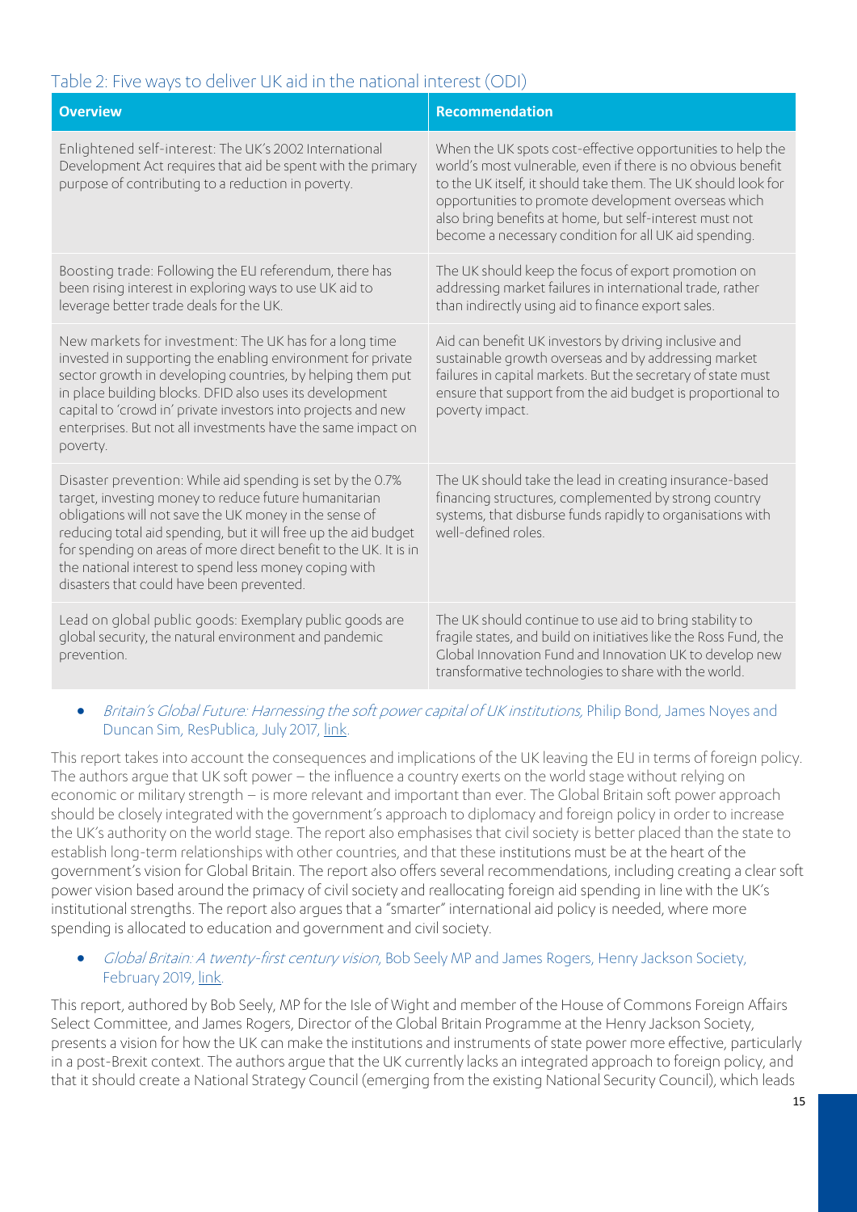Table 2: Five ways to deliver UK aid in the national interest (ODI)

| Overview | Recommendation |
| --- | --- |
| Enlightened self-interest: The UK's 2002 International Development Act requires that aid be spent with the primary purpose of contributing to a reduction in poverty. | When the UK spots cost-effective opportunities to help the world's most vulnerable, even if there is no obvious benefit to the UK itself, it should take them. The UK should look for opportunities to promote development overseas which also bring benefits at home, but self-interest must not become a necessary condition for all UK aid spending. |
| Boosting trade: Following the EU referendum, there has been rising interest in exploring ways to use UK aid to leverage better trade deals for the UK. | The UK should keep the focus of export promotion on addressing market failures in international trade, rather than indirectly using aid to finance export sales. |
| New markets for investment: The UK has for a long time invested in supporting the enabling environment for private sector growth in developing countries, by helping them put in place building blocks. DFID also uses its development capital to 'crowd in' private investors into projects and new enterprises. But not all investments have the same impact on poverty. | Aid can benefit UK investors by driving inclusive and sustainable growth overseas and by addressing market failures in capital markets. But the secretary of state must ensure that support from the aid budget is proportional to poverty impact. |
| Disaster prevention: While aid spending is set by the 0.7% target, investing money to reduce future humanitarian obligations will not save the UK money in the sense of reducing total aid spending, but it will free up the aid budget for spending on areas of more direct benefit to the UK. It is in the national interest to spend less money coping with disasters that could have been prevented. | The UK should take the lead in creating insurance-based financing structures, complemented by strong country systems, that disburse funds rapidly to organisations with well-defined roles. |
| Lead on global public goods: Exemplary public goods are global security, the natural environment and pandemic prevention. | The UK should continue to use aid to bring stability to fragile states, and build on initiatives like the Ross Fund, the Global Innovation Fund and Innovation UK to develop new transformative technologies to share with the world. |

- *Britain's Global Future: Harnessing the soft power capital of UK institutions,* Philip Bond, James Noyes and Duncan Sim, ResPublica, July 2017, link.

This report takes into account the consequences and implications of the UK leaving the EU in terms of foreign policy. The authors argue that UK soft power – the influence a country exerts on the world stage without relying on economic or military strength – is more relevant and important than ever. The Global Britain soft power approach should be closely integrated with the government's approach to diplomacy and foreign policy in order to increase the UK's authority on the world stage. The report also emphasises that civil society is better placed than the state to establish long-term relationships with other countries, and that these institutions must be at the heart of the government's vision for Global Britain. The report also offers several recommendations, including creating a clear soft power vision based around the primacy of civil society and reallocating foreign aid spending in line with the UK's institutional strengths. The report also argues that a "smarter" international aid policy is needed, where more spending is allocated to education and government and civil society.

- *Global Britain: A twenty-first century vision*, Bob Seely MP and James Rogers, Henry Jackson Society, February 2019, link.

This report, authored by Bob Seely, MP for the Isle of Wight and member of the House of Commons Foreign Affairs Select Committee, and James Rogers, Director of the Global Britain Programme at the Henry Jackson Society, presents a vision for how the UK can make the institutions and instruments of state power more effective, particularly in a post-Brexit context. The authors argue that the UK currently lacks an integrated approach to foreign policy, and that it should create a National Strategy Council (emerging from the existing National Security Council), which leads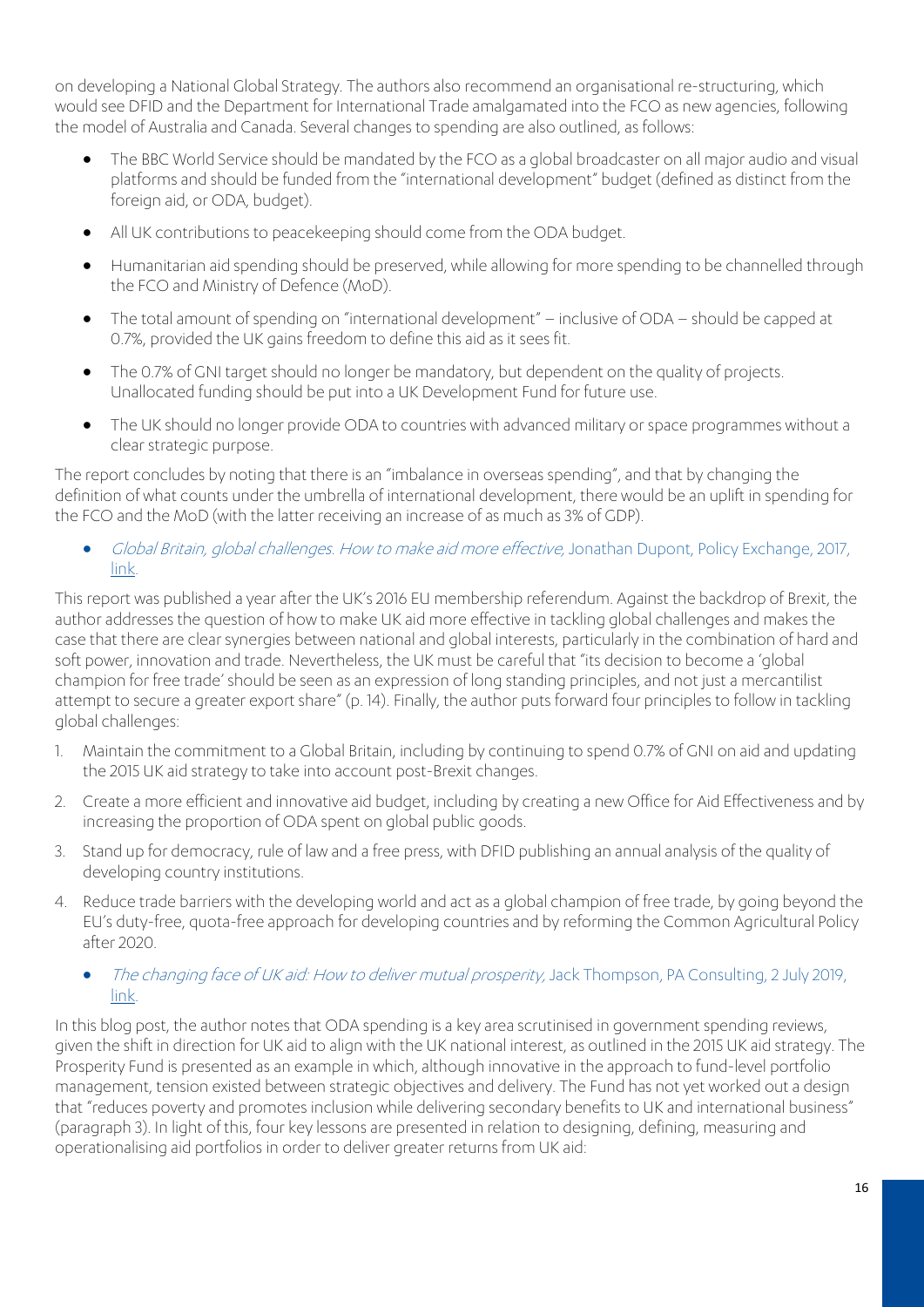on developing a National Global Strategy. The authors also recommend an organisational re-structuring, which would see DFID and the Department for International Trade amalgamated into the FCO as new agencies, following the model of Australia and Canada. Several changes to spending are also outlined, as follows:

- The BBC World Service should be mandated by the FCO as a global broadcaster on all major audio and visual platforms and should be funded from the "international development" budget (defined as distinct from the foreign aid, or ODA, budget).
- All UK contributions to peacekeeping should come from the ODA budget.
- Humanitarian aid spending should be preserved, while allowing for more spending to be channelled through the FCO and Ministry of Defence (MoD).
- The total amount of spending on "international development" – inclusive of ODA – should be capped at 0.7%, provided the UK gains freedom to define this aid as it sees fit.
- The 0.7% of GNI target should no longer be mandatory, but dependent on the quality of projects. Unallocated funding should be put into a UK Development Fund for future use.
- The UK should no longer provide ODA to countries with advanced military or space programmes without a clear strategic purpose.

The report concludes by noting that there is an "imbalance in overseas spending", and that by changing the definition of what counts under the umbrella of international development, there would be an uplift in spending for the FCO and the MoD (with the latter receiving an increase of as much as 3% of GDP).

- *Global Britain, global challenges. How to make aid more effective*, Jonathan Dupont, Policy Exchange, 2017, link.

This report was published a year after the UK's 2016 EU membership referendum. Against the backdrop of Brexit, the author addresses the question of how to make UK aid more effective in tackling global challenges and makes the case that there are clear synergies between national and global interests, particularly in the combination of hard and soft power, innovation and trade. Nevertheless, the UK must be careful that "its decision to become a 'global champion for free trade' should be seen as an expression of long standing principles, and not just a mercantilist attempt to secure a greater export share" (p. 14). Finally, the author puts forward four principles to follow in tackling global challenges:

1. Maintain the commitment to a Global Britain, including by continuing to spend 0.7% of GNI on aid and updating the 2015 UK aid strategy to take into account post-Brexit changes.
2. Create a more efficient and innovative aid budget, including by creating a new Office for Aid Effectiveness and by increasing the proportion of ODA spent on global public goods.
3. Stand up for democracy, rule of law and a free press, with DFID publishing an annual analysis of the quality of developing country institutions.
4. Reduce trade barriers with the developing world and act as a global champion of free trade, by going beyond the EU's duty-free, quota-free approach for developing countries and by reforming the Common Agricultural Policy after 2020.

- *The changing face of UK aid: How to deliver mutual prosperity*, Jack Thompson, PA Consulting, 2 July 2019, link.

In this blog post, the author notes that ODA spending is a key area scrutinised in government spending reviews, given the shift in direction for UK aid to align with the UK national interest, as outlined in the 2015 UK aid strategy. The Prosperity Fund is presented as an example in which, although innovative in the approach to fund-level portfolio management, tension existed between strategic objectives and delivery. The Fund has not yet worked out a design that "reduces poverty and promotes inclusion while delivering secondary benefits to UK and international business" (paragraph 3). In light of this, four key lessons are presented in relation to designing, defining, measuring and operationalising aid portfolios in order to deliver greater returns from UK aid: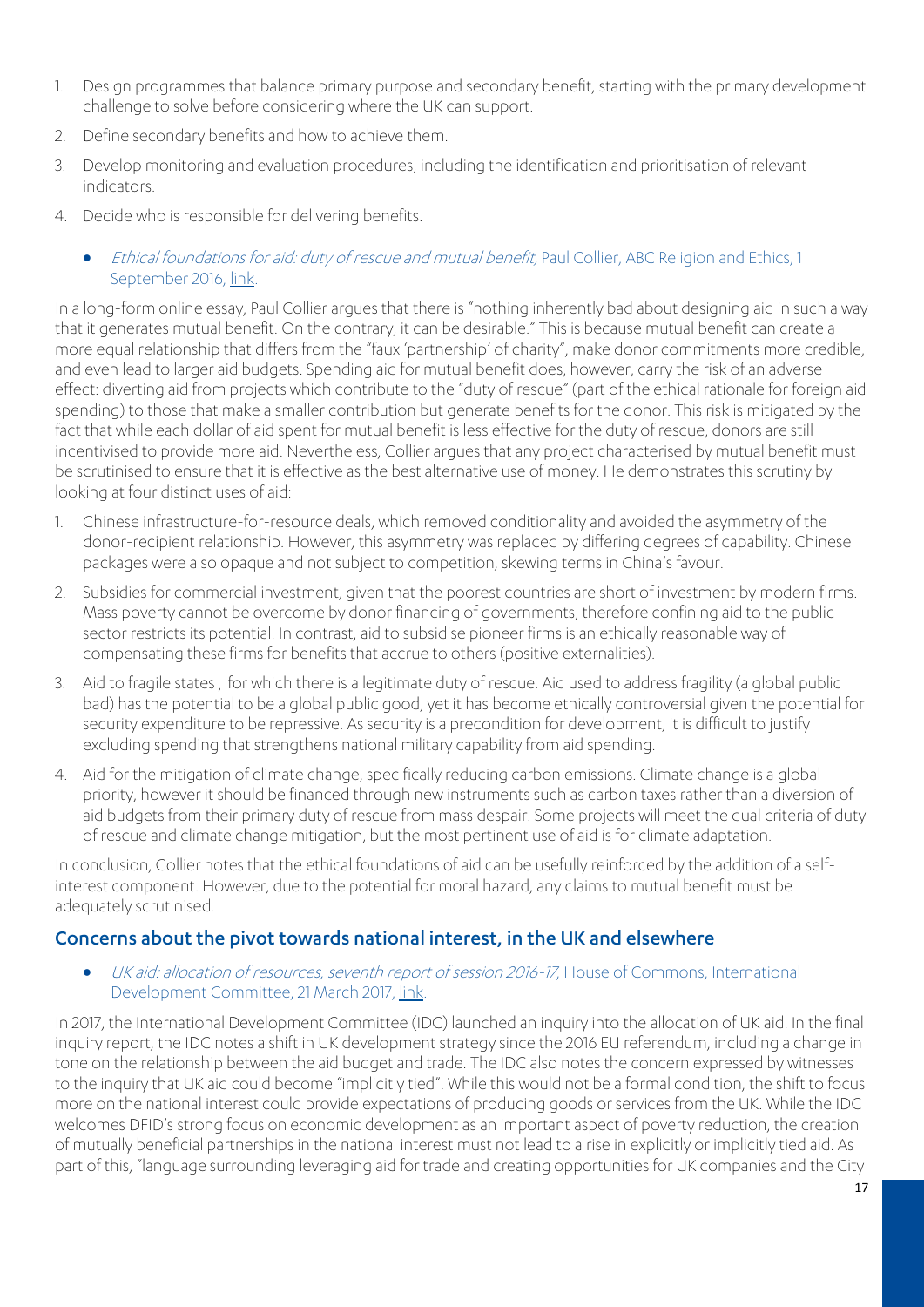1. Design programmes that balance primary purpose and secondary benefit, starting with the primary development challenge to solve before considering where the UK can support.
2. Define secondary benefits and how to achieve them.
3. Develop monitoring and evaluation procedures, including the identification and prioritisation of relevant indicators.
4. Decide who is responsible for delivering benefits.

- *Ethical foundations for aid: duty of rescue and mutual benefit*, Paul Collier, ABC Religion and Ethics, 1 September 2016, link.

In a long-form online essay, Paul Collier argues that there is "nothing inherently bad about designing aid in such a way that it generates mutual benefit. On the contrary, it can be desirable." This is because mutual benefit can create a more equal relationship that differs from the "faux 'partnership' of charity", make donor commitments more credible, and even lead to larger aid budgets. Spending aid for mutual benefit does, however, carry the risk of an adverse effect: diverting aid from projects which contribute to the "duty of rescue" (part of the ethical rationale for foreign aid spending) to those that make a smaller contribution but generate benefits for the donor. This risk is mitigated by the fact that while each dollar of aid spent for mutual benefit is less effective for the duty of rescue, donors are still incentivised to provide more aid. Nevertheless, Collier argues that any project characterised by mutual benefit must be scrutinised to ensure that it is effective as the best alternative use of money. He demonstrates this scrutiny by looking at four distinct uses of aid:

1. Chinese infrastructure-for-resource deals, which removed conditionality and avoided the asymmetry of the donor-recipient relationship. However, this asymmetry was replaced by differing degrees of capability. Chinese packages were also opaque and not subject to competition, skewing terms in China's favour.
2. Subsidies for commercial investment, given that the poorest countries are short of investment by modern firms. Mass poverty cannot be overcome by donor financing of governments, therefore confining aid to the public sector restricts its potential. In contrast, aid to subsidise pioneer firms is an ethically reasonable way of compensating these firms for benefits that accrue to others (positive externalities).
3. Aid to fragile states , for which there is a legitimate duty of rescue. Aid used to address fragility (a global public bad) has the potential to be a global public good, yet it has become ethically controversial given the potential for security expenditure to be repressive. As security is a precondition for development, it is difficult to justify excluding spending that strengthens national military capability from aid spending.
4. Aid for the mitigation of climate change, specifically reducing carbon emissions. Climate change is a global priority, however it should be financed through new instruments such as carbon taxes rather than a diversion of aid budgets from their primary duty of rescue from mass despair. Some projects will meet the dual criteria of duty of rescue and climate change mitigation, but the most pertinent use of aid is for climate adaptation.

In conclusion, Collier notes that the ethical foundations of aid can be usefully reinforced by the addition of a self-interest component. However, due to the potential for moral hazard, any claims to mutual benefit must be adequately scrutinised.

## Concerns about the pivot towards national interest, in the UK and elsewhere

- *UK aid: allocation of resources, seventh report of session 2016-17*, House of Commons, International Development Committee, 21 March 2017, link.

In 2017, the International Development Committee (IDC) launched an inquiry into the allocation of UK aid. In the final inquiry report, the IDC notes a shift in UK development strategy since the 2016 EU referendum, including a change in tone on the relationship between the aid budget and trade. The IDC also notes the concern expressed by witnesses to the inquiry that UK aid could become "implicitly tied". While this would not be a formal condition, the shift to focus more on the national interest could provide expectations of producing goods or services from the UK. While the IDC welcomes DFID's strong focus on economic development as an important aspect of poverty reduction, the creation of mutually beneficial partnerships in the national interest must not lead to a rise in explicitly or implicitly tied aid. As part of this, "language surrounding leveraging aid for trade and creating opportunities for UK companies and the City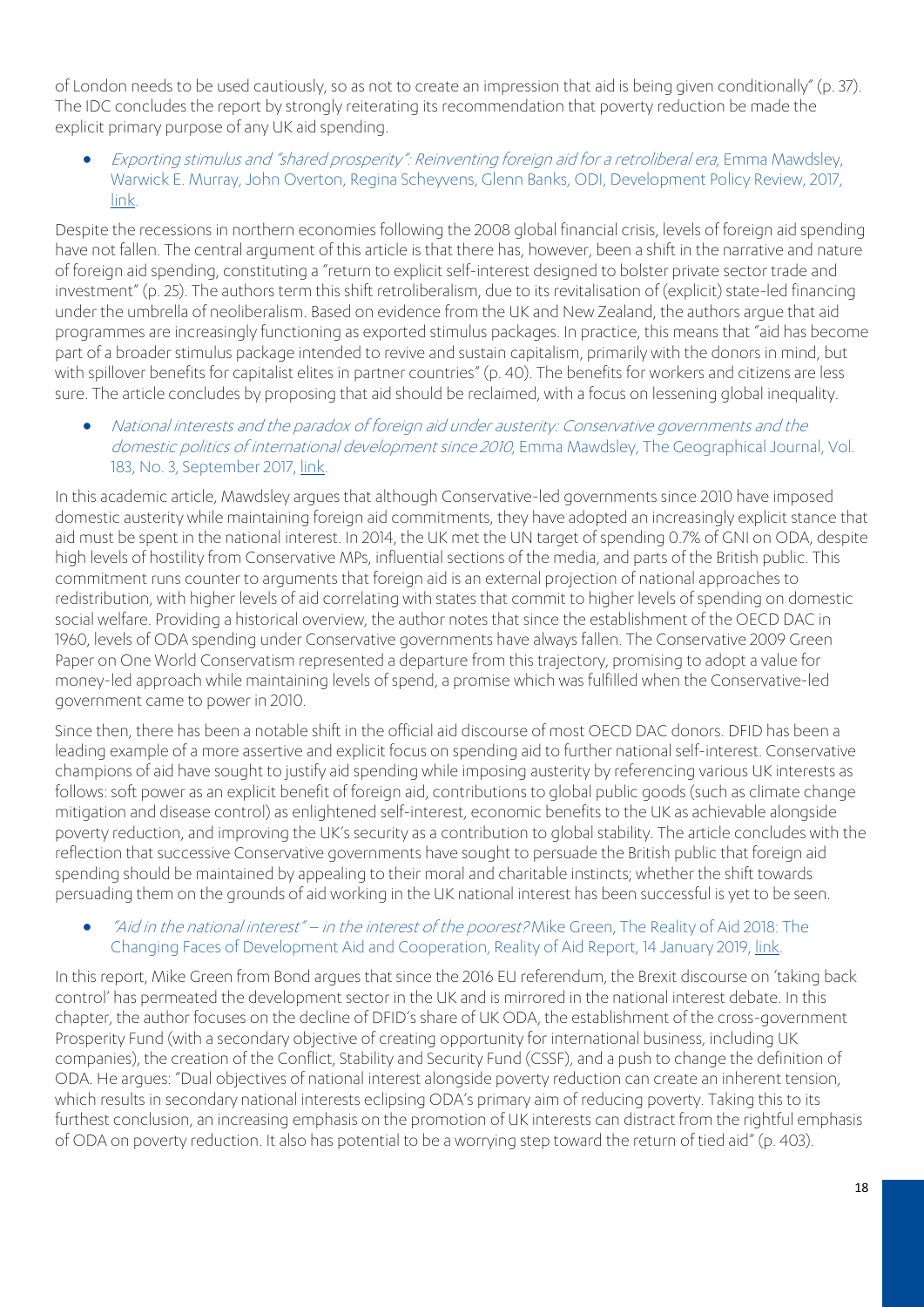of London needs to be used cautiously, so as not to create an impression that aid is being given conditionally" (p. 37). The IDC concludes the report by strongly reiterating its recommendation that poverty reduction be made the explicit primary purpose of any UK aid spending.

- *Exporting stimulus and "shared prosperity": Reinventing foreign aid for a retroliberal era*, Emma Mawdsley, Warwick E. Murray, John Overton, Regina Scheyvens, Glenn Banks, ODI, Development Policy Review, 2017, link.

Despite the recessions in northern economies following the 2008 global financial crisis, levels of foreign aid spending have not fallen. The central argument of this article is that there has, however, been a shift in the narrative and nature of foreign aid spending, constituting a "return to explicit self-interest designed to bolster private sector trade and investment" (p. 25). The authors term this shift retroliberalism, due to its revitalisation of (explicit) state-led financing under the umbrella of neoliberalism. Based on evidence from the UK and New Zealand, the authors argue that aid programmes are increasingly functioning as exported stimulus packages. In practice, this means that "aid has become part of a broader stimulus package intended to revive and sustain capitalism, primarily with the donors in mind, but with spillover benefits for capitalist elites in partner countries" (p. 40). The benefits for workers and citizens are less sure. The article concludes by proposing that aid should be reclaimed, with a focus on lessening global inequality.

- *National interests and the paradox of foreign aid under austerity: Conservative governments and the domestic politics of international development since 2010*, Emma Mawdsley, The Geographical Journal, Vol. 183, No. 3, September 2017, link.

In this academic article, Mawdsley argues that although Conservative-led governments since 2010 have imposed domestic austerity while maintaining foreign aid commitments, they have adopted an increasingly explicit stance that aid must be spent in the national interest. In 2014, the UK met the UN target of spending 0.7% of GNI on ODA, despite high levels of hostility from Conservative MPs, influential sections of the media, and parts of the British public. This commitment runs counter to arguments that foreign aid is an external projection of national approaches to redistribution, with higher levels of aid correlating with states that commit to higher levels of spending on domestic social welfare. Providing a historical overview, the author notes that since the establishment of the OECD DAC in 1960, levels of ODA spending under Conservative governments have always fallen. The Conservative 2009 Green Paper on One World Conservatism represented a departure from this trajectory, promising to adopt a value for money-led approach while maintaining levels of spend, a promise which was fulfilled when the Conservative-led government came to power in 2010.

Since then, there has been a notable shift in the official aid discourse of most OECD DAC donors. DFID has been a leading example of a more assertive and explicit focus on spending aid to further national self-interest. Conservative champions of aid have sought to justify aid spending while imposing austerity by referencing various UK interests as follows: soft power as an explicit benefit of foreign aid, contributions to global public goods (such as climate change mitigation and disease control) as enlightened self-interest, economic benefits to the UK as achievable alongside poverty reduction, and improving the UK's security as a contribution to global stability. The article concludes with the reflection that successive Conservative governments have sought to persuade the British public that foreign aid spending should be maintained by appealing to their moral and charitable instincts; whether the shift towards persuading them on the grounds of aid working in the UK national interest has been successful is yet to be seen.

- *"Aid in the national interest" – in the interest of the poorest?* Mike Green, The Reality of Aid 2018: The Changing Faces of Development Aid and Cooperation, Reality of Aid Report, 14 January 2019, link.

In this report, Mike Green from Bond argues that since the 2016 EU referendum, the Brexit discourse on 'taking back control' has permeated the development sector in the UK and is mirrored in the national interest debate. In this chapter, the author focuses on the decline of DFID's share of UK ODA, the establishment of the cross-government Prosperity Fund (with a secondary objective of creating opportunity for international business, including UK companies), the creation of the Conflict, Stability and Security Fund (CSSF), and a push to change the definition of ODA. He argues: "Dual objectives of national interest alongside poverty reduction can create an inherent tension, which results in secondary national interests eclipsing ODA's primary aim of reducing poverty. Taking this to its furthest conclusion, an increasing emphasis on the promotion of UK interests can distract from the rightful emphasis of ODA on poverty reduction. It also has potential to be a worrying step toward the return of tied aid" (p. 403).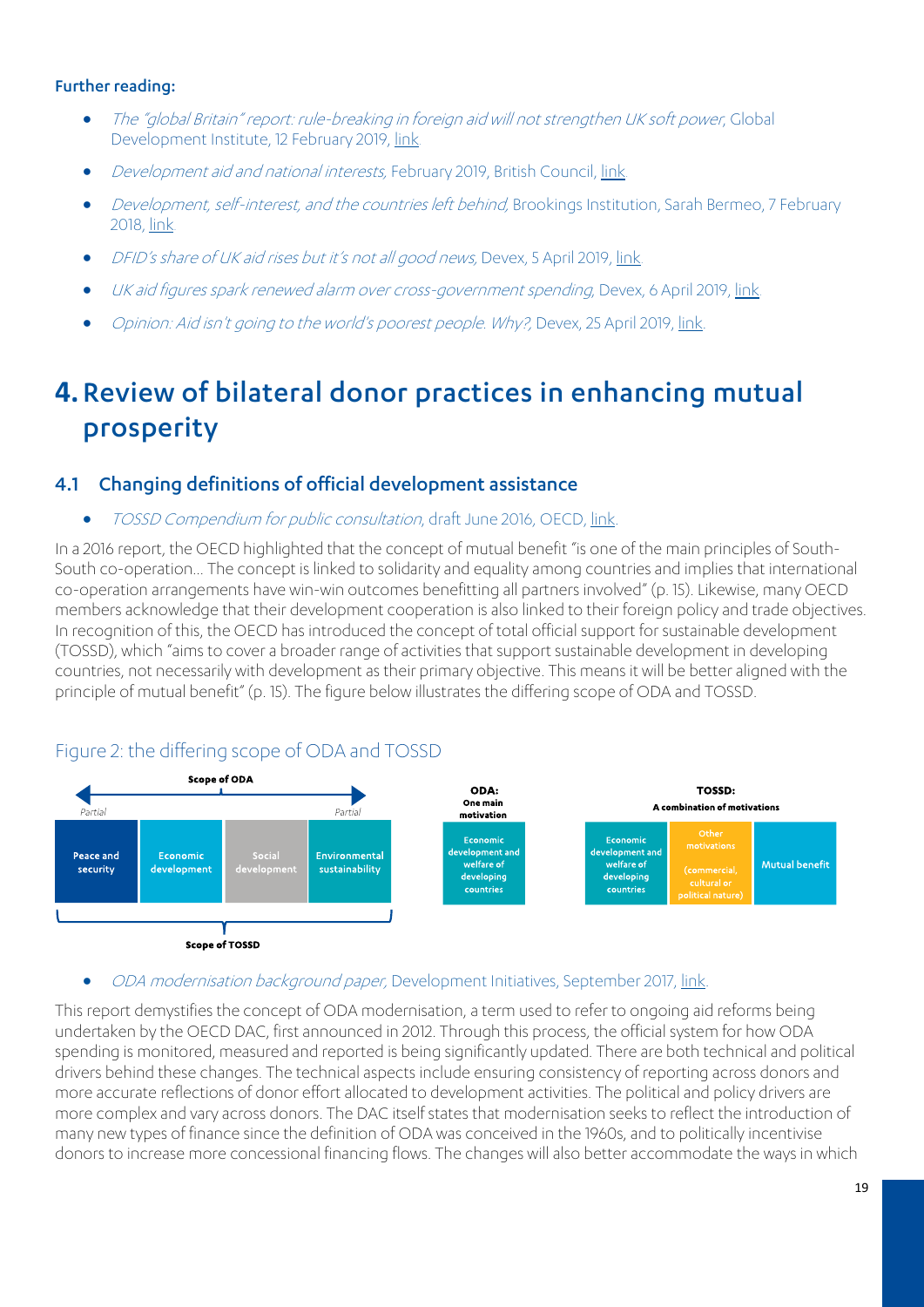**Further reading:**

- *The "global Britain" report: rule-breaking in foreign aid will not strengthen UK soft power*, Global Development Institute, 12 February 2019, link.
- *Development aid and national interests,* February 2019, British Council, link.
- *Development, self-interest, and the countries left behind,* Brookings Institution, Sarah Bermeo, 7 February 2018, link.
- *DFID's share of UK aid rises but it's not all good news,* Devex, 5 April 2019, link.
- *UK aid figures spark renewed alarm over cross-government spending*, Devex, 6 April 2019, link.
- *Opinion: Aid isn't going to the world's poorest people. Why?,* Devex, 25 April 2019, link.

# 4. Review of bilateral donor practices in enhancing mutual prosperity

## 4.1 Changing definitions of official development assistance

- *TOSSD Compendium for public consultation*, draft June 2016, OECD, link.

In a 2016 report, the OECD highlighted that the concept of mutual benefit "is one of the main principles of South-South co-operation… The concept is linked to solidarity and equality among countries and implies that international co-operation arrangements have win-win outcomes benefitting all partners involved" (p. 15). Likewise, many OECD members acknowledge that their development cooperation is also linked to their foreign policy and trade objectives. In recognition of this, the OECD has introduced the concept of total official support for sustainable development (TOSSD), which "aims to cover a broader range of activities that support sustainable development in developing countries, not necessarily with development as their primary objective. This means it will be better aligned with the principle of mutual benefit" (p. 15). The figure below illustrates the differing scope of ODA and TOSSD.

Figure 2: the differing scope of ODA and TOSSD

| Peace and security | Economic development | Social development | Environmental sustainability |
| --- | --- | --- | --- |

Scope of ODA: Partial (Peace and security) … Partial (Environmental sustainability)

Scope of TOSSD: Peace and security, Economic development, Social development, Environmental sustainability

**ODA: One main motivation**

| Economic development and welfare of developing countries |
| --- |

**TOSSD: A combination of motivations**

| Economic development and welfare of developing countries | Other motivations (commercial, cultural or political nature) | Mutual benefit |
| --- | --- | --- |

- *ODA modernisation background paper,* Development Initiatives, September 2017, link.

This report demystifies the concept of ODA modernisation, a term used to refer to ongoing aid reforms being undertaken by the OECD DAC, first announced in 2012. Through this process, the official system for how ODA spending is monitored, measured and reported is being significantly updated. There are both technical and political drivers behind these changes. The technical aspects include ensuring consistency of reporting across donors and more accurate reflections of donor effort allocated to development activities. The political and policy drivers are more complex and vary across donors. The DAC itself states that modernisation seeks to reflect the introduction of many new types of finance since the definition of ODA was conceived in the 1960s, and to politically incentivise donors to increase more concessional financing flows. The changes will also better accommodate the ways in which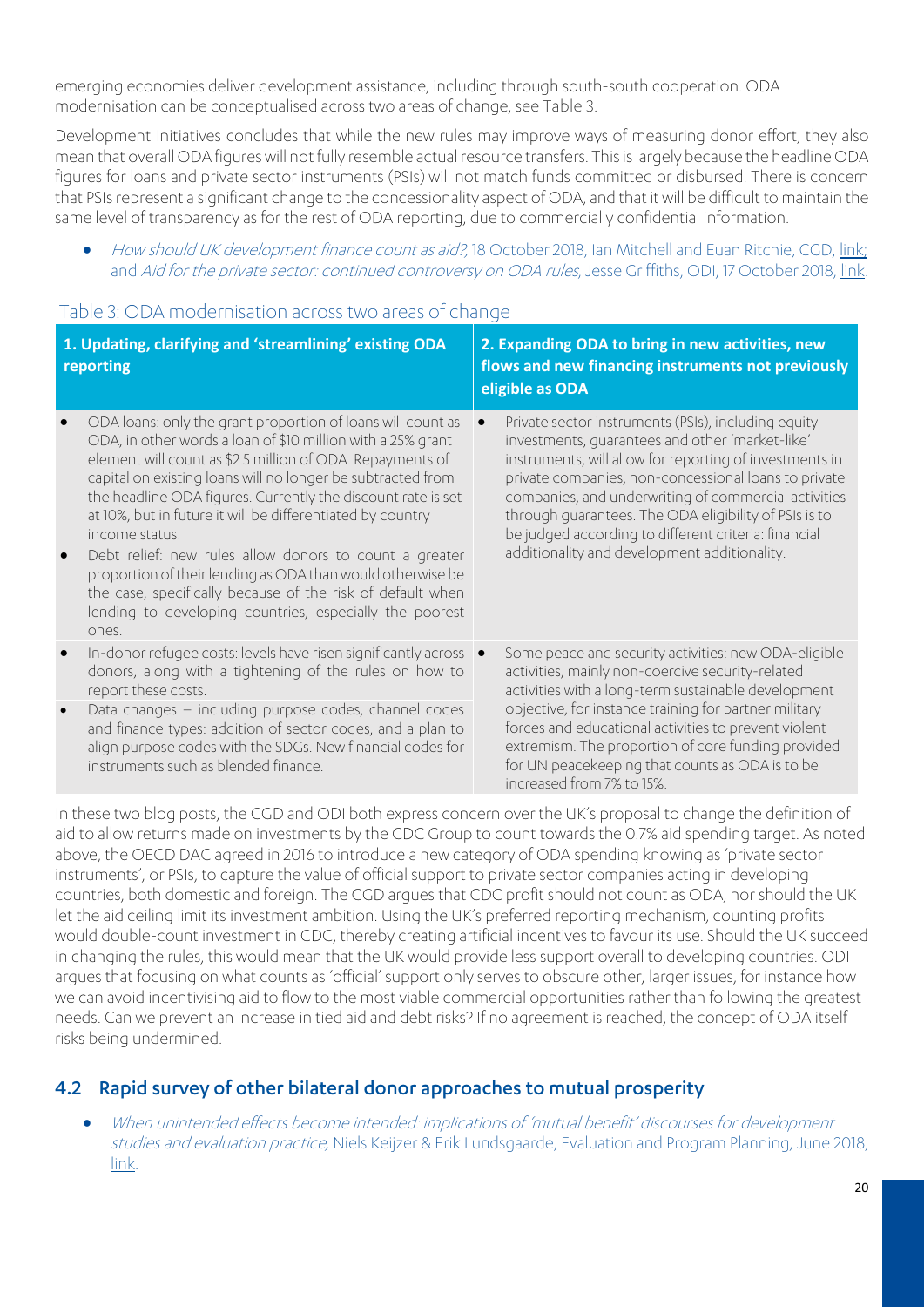emerging economies deliver development assistance, including through south-south cooperation. ODA modernisation can be conceptualised across two areas of change, see Table 3.

Development Initiatives concludes that while the new rules may improve ways of measuring donor effort, they also mean that overall ODA figures will not fully resemble actual resource transfers. This is largely because the headline ODA figures for loans and private sector instruments (PSIs) will not match funds committed or disbursed. There is concern that PSIs represent a significant change to the concessionality aspect of ODA, and that it will be difficult to maintain the same level of transparency as for the rest of ODA reporting, due to commercially confidential information.

- *How should UK development finance count as aid?*, 18 October 2018, Ian Mitchell and Euan Ritchie, CGD, link; and *Aid for the private sector: continued controversy on ODA rules*, Jesse Griffiths, ODI, 17 October 2018, link.

Table 3: ODA modernisation across two areas of change

| 1. Updating, clarifying and 'streamlining' existing ODA reporting | 2. Expanding ODA to bring in new activities, new flows and new financing instruments not previously eligible as ODA |
|---|---|
| • ODA loans: only the grant proportion of loans will count as ODA, in other words a loan of $10 million with a 25% grant element will count as $2.5 million of ODA. Repayments of capital on existing loans will no longer be subtracted from the headline ODA figures. Currently the discount rate is set at 10%, but in future it will be differentiated by country income status.<br>• Debt relief: new rules allow donors to count a greater proportion of their lending as ODA than would otherwise be the case, specifically because of the risk of default when lending to developing countries, especially the poorest ones. | • Private sector instruments (PSIs), including equity investments, guarantees and other 'market-like' instruments, will allow for reporting of investments in private companies, non-concessional loans to private companies, and underwriting of commercial activities through guarantees. The ODA eligibility of PSIs is to be judged according to different criteria: financial additionality and development additionality. |
| • In-donor refugee costs: levels have risen significantly across donors, along with a tightening of the rules on how to report these costs.<br>• Data changes – including purpose codes, channel codes and finance types: addition of sector codes, and a plan to align purpose codes with the SDGs. New financial codes for instruments such as blended finance. | • Some peace and security activities: new ODA-eligible activities, mainly non-coercive security-related activities with a long-term sustainable development objective, for instance training for partner military forces and educational activities to prevent violent extremism. The proportion of core funding provided for UN peacekeeping that counts as ODA is to be increased from 7% to 15%. |

In these two blog posts, the CGD and ODI both express concern over the UK's proposal to change the definition of aid to allow returns made on investments by the CDC Group to count towards the 0.7% aid spending target. As noted above, the OECD DAC agreed in 2016 to introduce a new category of ODA spending knowing as 'private sector instruments', or PSIs, to capture the value of official support to private sector companies acting in developing countries, both domestic and foreign. The CGD argues that CDC profit should not count as ODA, nor should the UK let the aid ceiling limit its investment ambition. Using the UK's preferred reporting mechanism, counting profits would double-count investment in CDC, thereby creating artificial incentives to favour its use. Should the UK succeed in changing the rules, this would mean that the UK would provide less support overall to developing countries. ODI argues that focusing on what counts as 'official' support only serves to obscure other, larger issues, for instance how we can avoid incentivising aid to flow to the most viable commercial opportunities rather than following the greatest needs. Can we prevent an increase in tied aid and debt risks? If no agreement is reached, the concept of ODA itself risks being undermined.

## 4.2 Rapid survey of other bilateral donor approaches to mutual prosperity

- *When unintended effects become intended: implications of 'mutual benefit' discourses for development studies and evaluation practice*, Niels Keijzer & Erik Lundsgaarde, Evaluation and Program Planning, June 2018, link.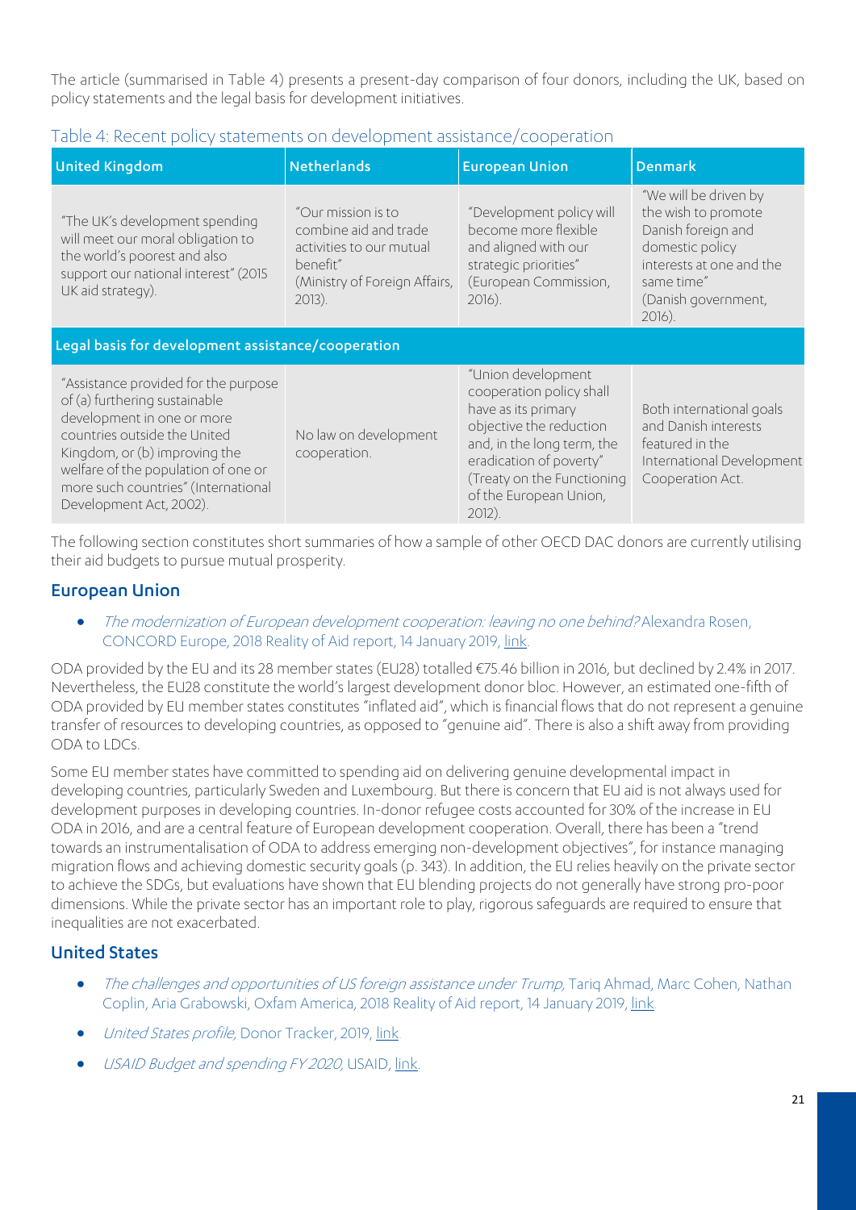The article (summarised in Table 4) presents a present-day comparison of four donors, including the UK, based on policy statements and the legal basis for development initiatives.

### Table 4: Recent policy statements on development assistance/cooperation

| United Kingdom | Netherlands | European Union | Denmark |
|---|---|---|---|
| "The UK's development spending will meet our moral obligation to the world's poorest and also support our national interest" (2015 UK aid strategy). | "Our mission is to combine aid and trade activities to our mutual benefit" (Ministry of Foreign Affairs, 2013). | "Development policy will become more flexible and aligned with our strategic priorities" (European Commission, 2016). | "We will be driven by the wish to promote Danish foreign and domestic policy interests at one and the same time" (Danish government, 2016). |
| **Legal basis for development assistance/cooperation** | | | |
| "Assistance provided for the purpose of (a) furthering sustainable development in one or more countries outside the United Kingdom, or (b) improving the welfare of the population of one or more such countries" (International Development Act, 2002). | No law on development cooperation. | "Union development cooperation policy shall have as its primary objective the reduction and, in the long term, the eradication of poverty" (Treaty on the Functioning of the European Union, 2012). | Both international goals and Danish interests featured in the International Development Cooperation Act. |

The following section constitutes short summaries of how a sample of other OECD DAC donors are currently utilising their aid budgets to pursue mutual prosperity.

## European Union

- *The modernization of European development cooperation: leaving no one behind?* Alexandra Rosen, CONCORD Europe, 2018 Reality of Aid report, 14 January 2019, link.

ODA provided by the EU and its 28 member states (EU28) totalled €75.46 billion in 2016, but declined by 2.4% in 2017. Nevertheless, the EU28 constitute the world's largest development donor bloc. However, an estimated one-fifth of ODA provided by EU member states constitutes "inflated aid", which is financial flows that do not represent a genuine transfer of resources to developing countries, as opposed to "genuine aid". There is also a shift away from providing ODA to LDCs.

Some EU member states have committed to spending aid on delivering genuine developmental impact in developing countries, particularly Sweden and Luxembourg. But there is concern that EU aid is not always used for development purposes in developing countries. In-donor refugee costs accounted for 30% of the increase in EU ODA in 2016, and are a central feature of European development cooperation. Overall, there has been a "trend towards an instrumentalisation of ODA to address emerging non-development objectives", for instance managing migration flows and achieving domestic security goals (p. 343). In addition, the EU relies heavily on the private sector to achieve the SDGs, but evaluations have shown that EU blending projects do not generally have strong pro-poor dimensions. While the private sector has an important role to play, rigorous safeguards are required to ensure that inequalities are not exacerbated.

## United States

- *The challenges and opportunities of US foreign assistance under Trump,* Tariq Ahmad, Marc Cohen, Nathan Coplin, Aria Grabowski, Oxfam America, 2018 Reality of Aid report, 14 January 2019, link.
- *United States profile,* Donor Tracker, 2019, link.
- *USAID Budget and spending FY 2020,* USAID, link.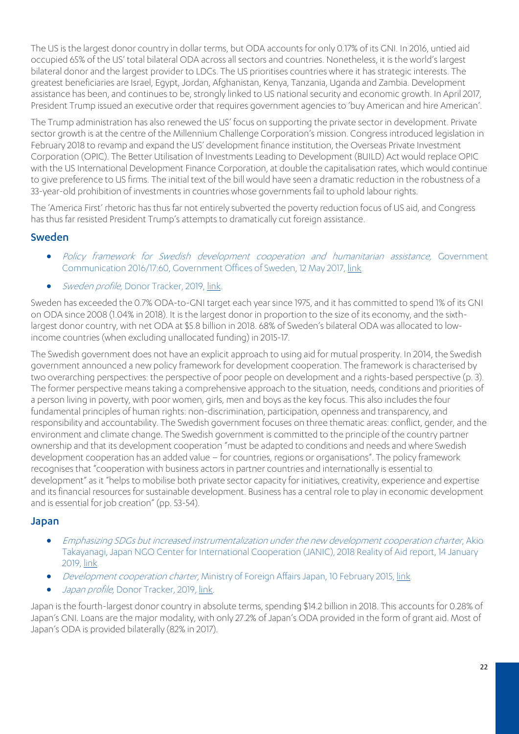The US is the largest donor country in dollar terms, but ODA accounts for only 0.17% of its GNI. In 2016, untied aid occupied 65% of the US' total bilateral ODA across all sectors and countries. Nonetheless, it is the world's largest bilateral donor and the largest provider to LDCs. The US prioritises countries where it has strategic interests. The greatest beneficiaries are Israel, Egypt, Jordan, Afghanistan, Kenya, Tanzania, Uganda and Zambia. Development assistance has been, and continues to be, strongly linked to US national security and economic growth. In April 2017, President Trump issued an executive order that requires government agencies to 'buy American and hire American'.

The Trump administration has also renewed the US' focus on supporting the private sector in development. Private sector growth is at the centre of the Millennium Challenge Corporation's mission. Congress introduced legislation in February 2018 to revamp and expand the US' development finance institution, the Overseas Private Investment Corporation (OPIC). The Better Utilisation of Investments Leading to Development (BUILD) Act would replace OPIC with the US International Development Finance Corporation, at double the capitalisation rates, which would continue to give preference to US firms. The initial text of the bill would have seen a dramatic reduction in the robustness of a 33-year-old prohibition of investments in countries whose governments fail to uphold labour rights.

The 'America First' rhetoric has thus far not entirely subverted the poverty reduction focus of US aid, and Congress has thus far resisted President Trump's attempts to dramatically cut foreign assistance.

## Sweden

- *Policy framework for Swedish development cooperation and humanitarian assistance,* Government Communication 2016/17:60, Government Offices of Sweden, 12 May 2017, link.
- *Sweden profile,* Donor Tracker, 2019, link.

Sweden has exceeded the 0.7% ODA-to-GNI target each year since 1975, and it has committed to spend 1% of its GNI on ODA since 2008 (1.04% in 2018). It is the largest donor in proportion to the size of its economy, and the sixth-largest donor country, with net ODA at $5.8 billion in 2018. 68% of Sweden's bilateral ODA was allocated to low-income countries (when excluding unallocated funding) in 2015-17.

The Swedish government does not have an explicit approach to using aid for mutual prosperity. In 2014, the Swedish government announced a new policy framework for development cooperation. The framework is characterised by two overarching perspectives: the perspective of poor people on development and a rights-based perspective (p. 3). The former perspective means taking a comprehensive approach to the situation, needs, conditions and priorities of a person living in poverty, with poor women, girls, men and boys as the key focus. This also includes the four fundamental principles of human rights: non-discrimination, participation, openness and transparency, and responsibility and accountability. The Swedish government focuses on three thematic areas: conflict, gender, and the environment and climate change. The Swedish government is committed to the principle of the country partner ownership and that its development cooperation "must be adapted to conditions and needs and where Swedish development cooperation has an added value – for countries, regions or organisations". The policy framework recognises that "cooperation with business actors in partner countries and internationally is essential to development" as it "helps to mobilise both private sector capacity for initiatives, creativity, experience and expertise and its financial resources for sustainable development. Business has a central role to play in economic development and is essential for job creation" (pp. 53-54).

## Japan

- *Emphasizing SDGs but increased instrumentalization under the new development cooperation charter*, Akio Takayanagi, Japan NGO Center for International Cooperation (JANIC), 2018 Reality of Aid report, 14 January 2019, link.
- *Development cooperation charter,* Ministry of Foreign Affairs Japan, 10 February 2015, link.
- *Japan profile*, Donor Tracker, 2019, link.

Japan is the fourth-largest donor country in absolute terms, spending $14.2 billion in 2018. This accounts for 0.28% of Japan's GNI. Loans are the major modality, with only 27.2% of Japan's ODA provided in the form of grant aid. Most of Japan's ODA is provided bilaterally (82% in 2017).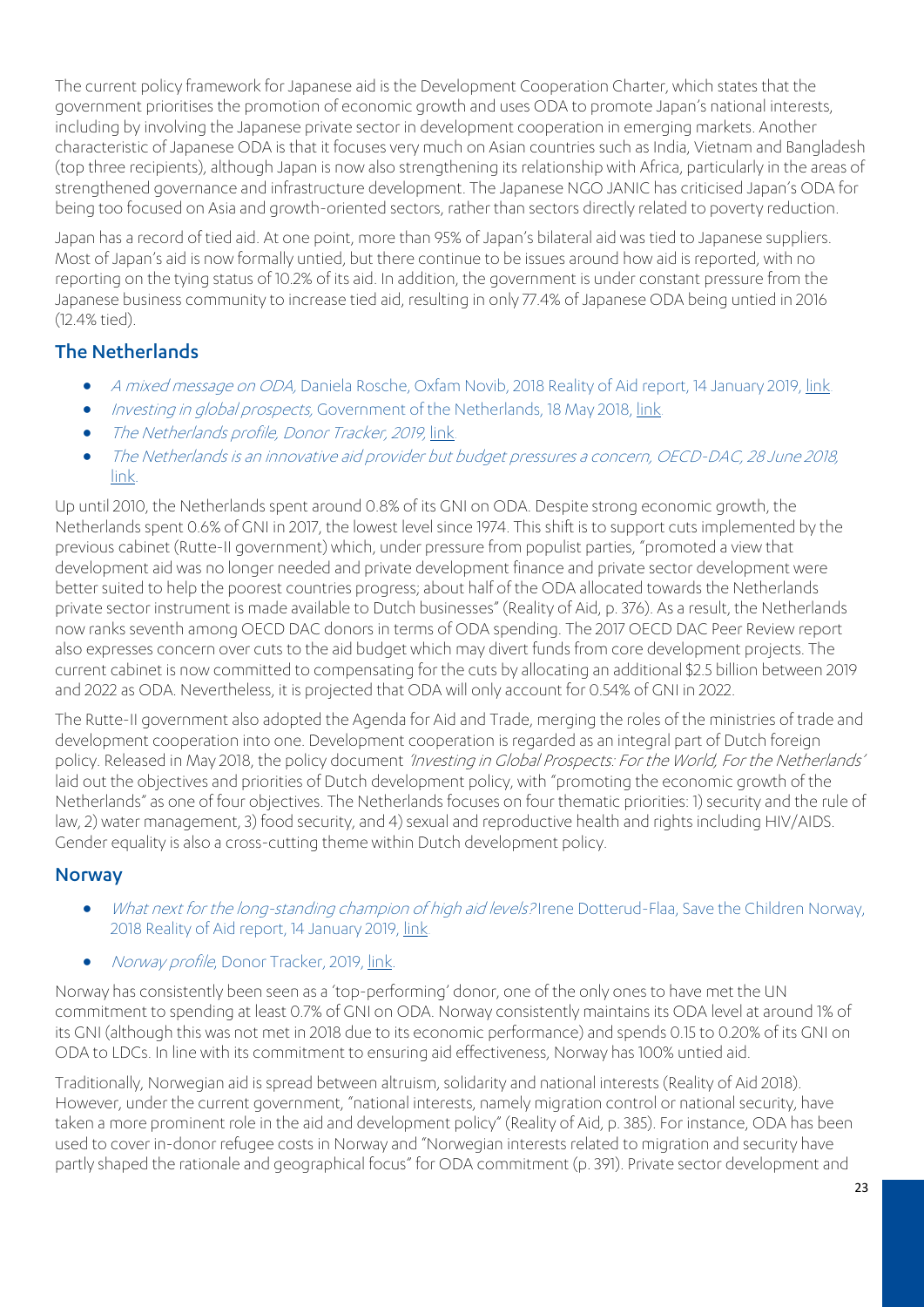The current policy framework for Japanese aid is the Development Cooperation Charter, which states that the government prioritises the promotion of economic growth and uses ODA to promote Japan's national interests, including by involving the Japanese private sector in development cooperation in emerging markets. Another characteristic of Japanese ODA is that it focuses very much on Asian countries such as India, Vietnam and Bangladesh (top three recipients), although Japan is now also strengthening its relationship with Africa, particularly in the areas of strengthened governance and infrastructure development. The Japanese NGO JANIC has criticised Japan's ODA for being too focused on Asia and growth-oriented sectors, rather than sectors directly related to poverty reduction.

Japan has a record of tied aid. At one point, more than 95% of Japan's bilateral aid was tied to Japanese suppliers. Most of Japan's aid is now formally untied, but there continue to be issues around how aid is reported, with no reporting on the tying status of 10.2% of its aid. In addition, the government is under constant pressure from the Japanese business community to increase tied aid, resulting in only 77.4% of Japanese ODA being untied in 2016 (12.4% tied).

## The Netherlands

- *A mixed message on ODA,* Daniela Rosche, Oxfam Novib, 2018 Reality of Aid report, 14 January 2019, link.
- *Investing in global prospects,* Government of the Netherlands, 18 May 2018, link.
- *The Netherlands profile, Donor Tracker, 2019,* link.
- *The Netherlands is an innovative aid provider but budget pressures a concern, OECD-DAC, 28 June 2018,* link.

Up until 2010, the Netherlands spent around 0.8% of its GNI on ODA. Despite strong economic growth, the Netherlands spent 0.6% of GNI in 2017, the lowest level since 1974. This shift is to support cuts implemented by the previous cabinet (Rutte-II government) which, under pressure from populist parties, "promoted a view that development aid was no longer needed and private development finance and private sector development were better suited to help the poorest countries progress; about half of the ODA allocated towards the Netherlands private sector instrument is made available to Dutch businesses" (Reality of Aid, p. 376). As a result, the Netherlands now ranks seventh among OECD DAC donors in terms of ODA spending. The 2017 OECD DAC Peer Review report also expresses concern over cuts to the aid budget which may divert funds from core development projects. The current cabinet is now committed to compensating for the cuts by allocating an additional $2.5 billion between 2019 and 2022 as ODA. Nevertheless, it is projected that ODA will only account for 0.54% of GNI in 2022.

The Rutte-II government also adopted the Agenda for Aid and Trade, merging the roles of the ministries of trade and development cooperation into one. Development cooperation is regarded as an integral part of Dutch foreign policy. Released in May 2018, the policy document *'Investing in Global Prospects: For the World, For the Netherlands'* laid out the objectives and priorities of Dutch development policy, with "promoting the economic growth of the Netherlands" as one of four objectives. The Netherlands focuses on four thematic priorities: 1) security and the rule of law, 2) water management, 3) food security, and 4) sexual and reproductive health and rights including HIV/AIDS. Gender equality is also a cross-cutting theme within Dutch development policy.

## Norway

- *What next for the long-standing champion of high aid levels?* Irene Dotterud-Flaa, Save the Children Norway, 2018 Reality of Aid report, 14 January 2019, link.
- *Norway profile*, Donor Tracker, 2019, link.

Norway has consistently been seen as a 'top-performing' donor, one of the only ones to have met the UN commitment to spending at least 0.7% of GNI on ODA. Norway consistently maintains its ODA level at around 1% of its GNI (although this was not met in 2018 due to its economic performance) and spends 0.15 to 0.20% of its GNI on ODA to LDCs. In line with its commitment to ensuring aid effectiveness, Norway has 100% untied aid.

Traditionally, Norwegian aid is spread between altruism, solidarity and national interests (Reality of Aid 2018). However, under the current government, "national interests, namely migration control or national security, have taken a more prominent role in the aid and development policy" (Reality of Aid, p. 385). For instance, ODA has been used to cover in-donor refugee costs in Norway and "Norwegian interests related to migration and security have partly shaped the rationale and geographical focus" for ODA commitment (p. 391). Private sector development and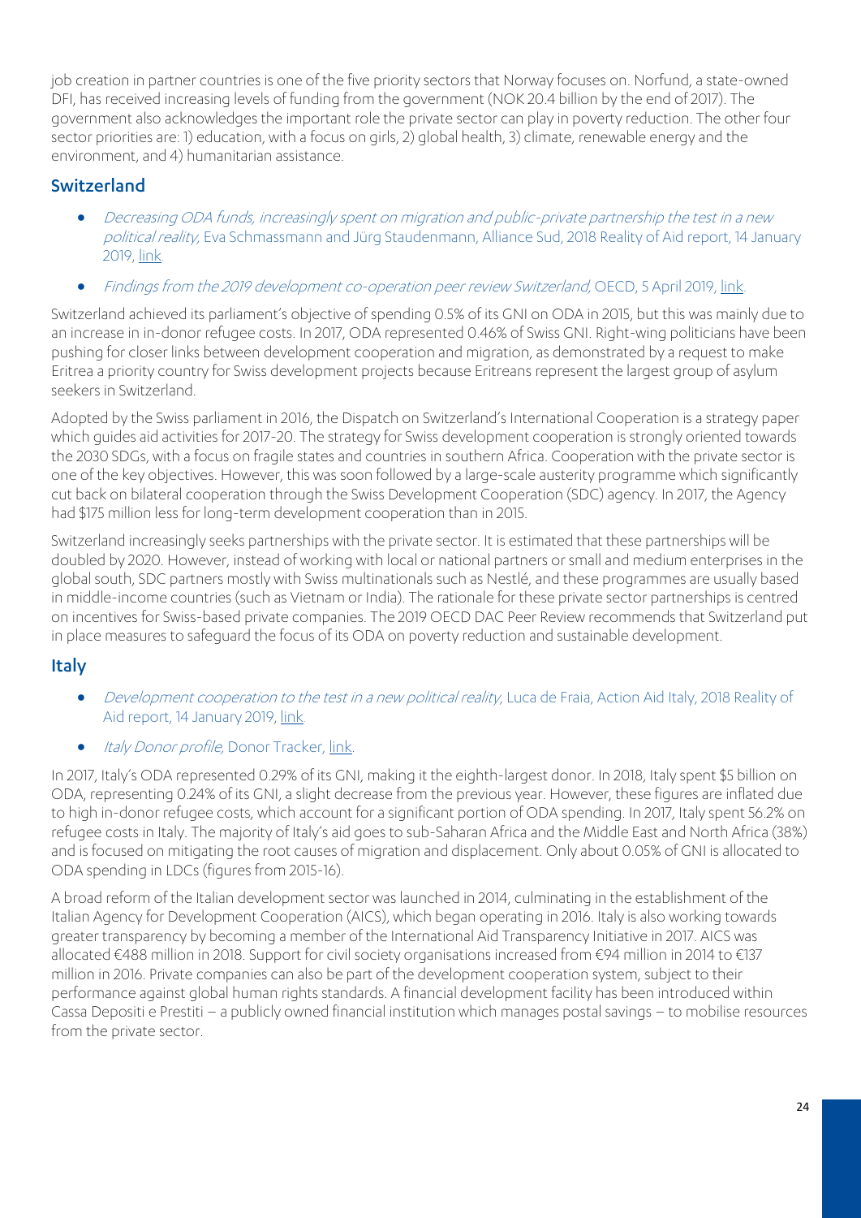job creation in partner countries is one of the five priority sectors that Norway focuses on. Norfund, a state-owned DFI, has received increasing levels of funding from the government (NOK 20.4 billion by the end of 2017). The government also acknowledges the important role the private sector can play in poverty reduction. The other four sector priorities are: 1) education, with a focus on girls, 2) global health, 3) climate, renewable energy and the environment, and 4) humanitarian assistance.

## Switzerland

- *Decreasing ODA funds, increasingly spent on migration and public-private partnership the test in a new political reality,* Eva Schmassmann and Jürg Staudenmann, Alliance Sud, 2018 Reality of Aid report, 14 January 2019, link.
- *Findings from the 2019 development co-operation peer review Switzerland,* OECD, 5 April 2019, link.

Switzerland achieved its parliament's objective of spending 0.5% of its GNI on ODA in 2015, but this was mainly due to an increase in in-donor refugee costs. In 2017, ODA represented 0.46% of Swiss GNI. Right-wing politicians have been pushing for closer links between development cooperation and migration, as demonstrated by a request to make Eritrea a priority country for Swiss development projects because Eritreans represent the largest group of asylum seekers in Switzerland.

Adopted by the Swiss parliament in 2016, the Dispatch on Switzerland's International Cooperation is a strategy paper which guides aid activities for 2017-20. The strategy for Swiss development cooperation is strongly oriented towards the 2030 SDGs, with a focus on fragile states and countries in southern Africa. Cooperation with the private sector is one of the key objectives. However, this was soon followed by a large-scale austerity programme which significantly cut back on bilateral cooperation through the Swiss Development Cooperation (SDC) agency. In 2017, the Agency had $175 million less for long-term development cooperation than in 2015.

Switzerland increasingly seeks partnerships with the private sector. It is estimated that these partnerships will be doubled by 2020. However, instead of working with local or national partners or small and medium enterprises in the global south, SDC partners mostly with Swiss multinationals such as Nestlé, and these programmes are usually based in middle-income countries (such as Vietnam or India). The rationale for these private sector partnerships is centred on incentives for Swiss-based private companies. The 2019 OECD DAC Peer Review recommends that Switzerland put in place measures to safeguard the focus of its ODA on poverty reduction and sustainable development.

## Italy

- *Development cooperation to the test in a new political reality,* Luca de Fraia, Action Aid Italy, 2018 Reality of Aid report, 14 January 2019, link.
- *Italy Donor profile,* Donor Tracker, link.

In 2017, Italy's ODA represented 0.29% of its GNI, making it the eighth-largest donor. In 2018, Italy spent $5 billion on ODA, representing 0.24% of its GNI, a slight decrease from the previous year. However, these figures are inflated due to high in-donor refugee costs, which account for a significant portion of ODA spending. In 2017, Italy spent 56.2% on refugee costs in Italy. The majority of Italy's aid goes to sub-Saharan Africa and the Middle East and North Africa (38%) and is focused on mitigating the root causes of migration and displacement. Only about 0.05% of GNI is allocated to ODA spending in LDCs (figures from 2015-16).

A broad reform of the Italian development sector was launched in 2014, culminating in the establishment of the Italian Agency for Development Cooperation (AICS), which began operating in 2016. Italy is also working towards greater transparency by becoming a member of the International Aid Transparency Initiative in 2017. AICS was allocated €488 million in 2018. Support for civil society organisations increased from €94 million in 2014 to €137 million in 2016. Private companies can also be part of the development cooperation system, subject to their performance against global human rights standards. A financial development facility has been introduced within Cassa Depositi e Prestiti – a publicly owned financial institution which manages postal savings – to mobilise resources from the private sector.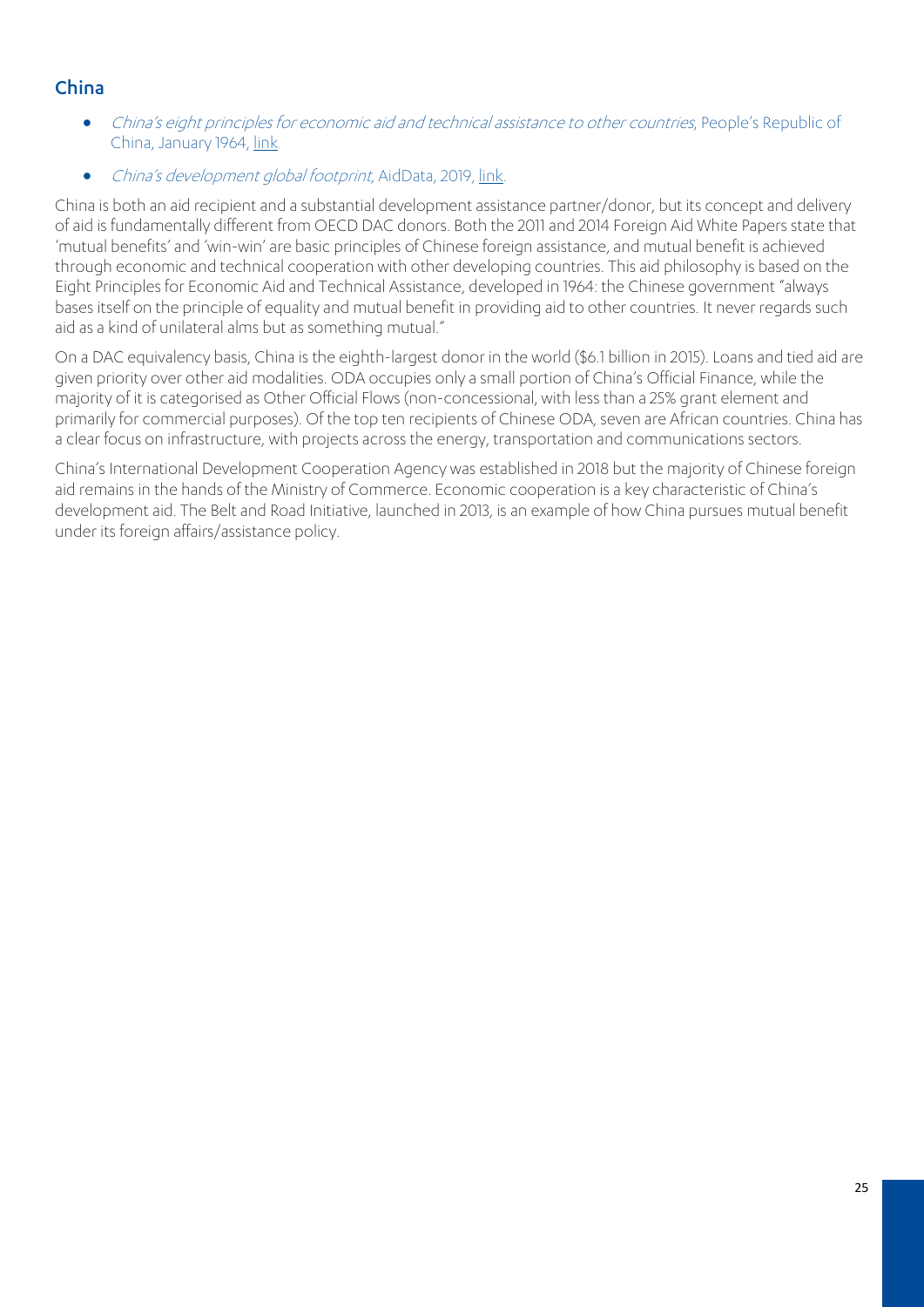## China

- *China's eight principles for economic aid and technical assistance to other countries*, People's Republic of China, January 1964, link
- *China's development global footprint*, AidData, 2019, link.

China is both an aid recipient and a substantial development assistance partner/donor, but its concept and delivery of aid is fundamentally different from OECD DAC donors. Both the 2011 and 2014 Foreign Aid White Papers state that 'mutual benefits' and 'win-win' are basic principles of Chinese foreign assistance, and mutual benefit is achieved through economic and technical cooperation with other developing countries. This aid philosophy is based on the Eight Principles for Economic Aid and Technical Assistance, developed in 1964: the Chinese government "always bases itself on the principle of equality and mutual benefit in providing aid to other countries. It never regards such aid as a kind of unilateral alms but as something mutual."

On a DAC equivalency basis, China is the eighth-largest donor in the world ($6.1 billion in 2015). Loans and tied aid are given priority over other aid modalities. ODA occupies only a small portion of China's Official Finance, while the majority of it is categorised as Other Official Flows (non-concessional, with less than a 25% grant element and primarily for commercial purposes). Of the top ten recipients of Chinese ODA, seven are African countries. China has a clear focus on infrastructure, with projects across the energy, transportation and communications sectors.

China's International Development Cooperation Agency was established in 2018 but the majority of Chinese foreign aid remains in the hands of the Ministry of Commerce. Economic cooperation is a key characteristic of China's development aid. The Belt and Road Initiative, launched in 2013, is an example of how China pursues mutual benefit under its foreign affairs/assistance policy.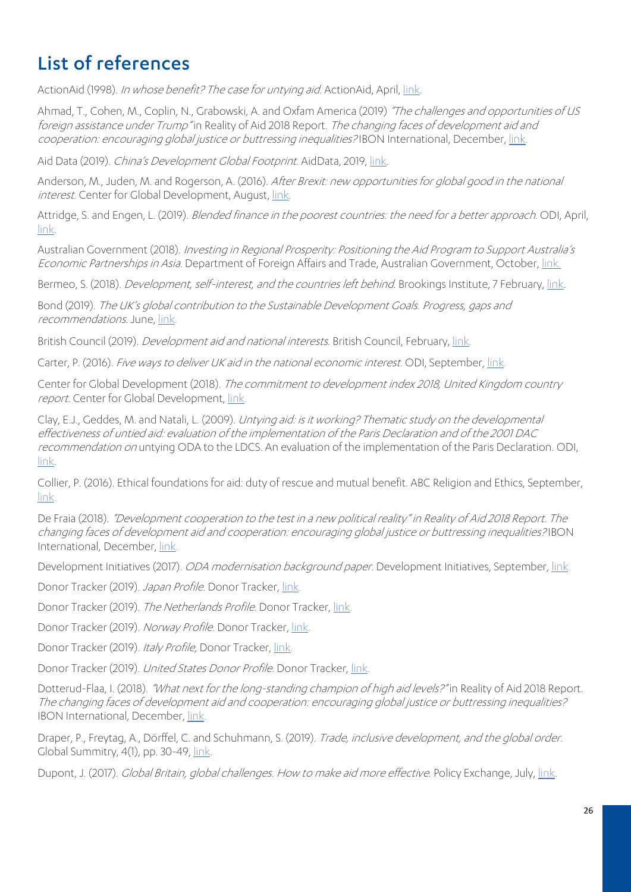# List of references

ActionAid (1998). *In whose benefit? The case for untying aid*. ActionAid, April, link.

Ahmad, T., Cohen, M., Coplin, N., Grabowski, A. and Oxfam America (2019) *"The challenges and opportunities of US foreign assistance under Trump"* in Reality of Aid 2018 Report. *The changing faces of development aid and cooperation: encouraging global justice or buttressing inequalities?* IBON International, December, link.

Aid Data (2019). *China's Development Global Footprint*. AidData, 2019, link.

Anderson, M., Juden, M. and Rogerson, A. (2016). *After Brexit: new opportunities for global good in the national interest*. Center for Global Development, August, link.

Attridge, S. and Engen, L. (2019). *Blended finance in the poorest countries: the need for a better approach*. ODI, April, link.

Australian Government (2018). *Investing in Regional Prosperity: Positioning the Aid Program to Support Australia's Economic Partnerships in Asia*. Department of Foreign Affairs and Trade, Australian Government, October, link.

Bermeo, S. (2018). *Development, self-interest, and the countries left behind*. Brookings Institute, 7 February, link.

Bond (2019). *The UK's global contribution to the Sustainable Development Goals. Progress, gaps and recommendations*. June, link.

British Council (2019). *Development aid and national interests*. British Council, February, link.

Carter, P. (2016). *Five ways to deliver UK aid in the national economic interest*. ODI, September, link.

Center for Global Development (2018). *The commitment to development index 2018, United Kingdom country report*. Center for Global Development, link.

Clay, E.J., Geddes, M. and Natali, L. (2009). *Untying aid: is it working? Thematic study on the developmental effectiveness of untied aid: evaluation of the implementation of the Paris Declaration and of the 2001 DAC recommendation on* untying ODA to the LDCS. An evaluation of the implementation of the Paris Declaration. ODI, link.

Collier, P. (2016). Ethical foundations for aid: duty of rescue and mutual benefit. ABC Religion and Ethics, September, link.

De Fraia (2018). *"Development cooperation to the test in a new political reality" in Reality of Aid 2018 Report. The changing faces of development aid and cooperation: encouraging global justice or buttressing inequalities?* IBON International, December, link.

Development Initiatives (2017). *ODA modernisation background paper*. Development Initiatives, September, link.

Donor Tracker (2019). *Japan Profile*. Donor Tracker, link.

Donor Tracker (2019). *The Netherlands Profile*. Donor Tracker, link.

Donor Tracker (2019). *Norway Profile*. Donor Tracker, link.

Donor Tracker (2019). *Italy Profile,* Donor Tracker, link.

Donor Tracker (2019). *United States Donor Profile*. Donor Tracker, link.

Dotterud-Flaa, I. (2018). *"What next for the long-standing champion of high aid levels?"* in Reality of Aid 2018 Report. *The changing faces of development aid and cooperation: encouraging global justice or buttressing inequalities?* IBON International, December, link.

Draper, P., Freytag, A., Dörffel, C. and Schuhmann, S. (2019). *Trade, inclusive development, and the global order*. Global Summitry, 4(1), pp. 30-49, link.

Dupont, J. (2017). *Global Britain, global challenges. How to make aid more effective*. Policy Exchange, July, link.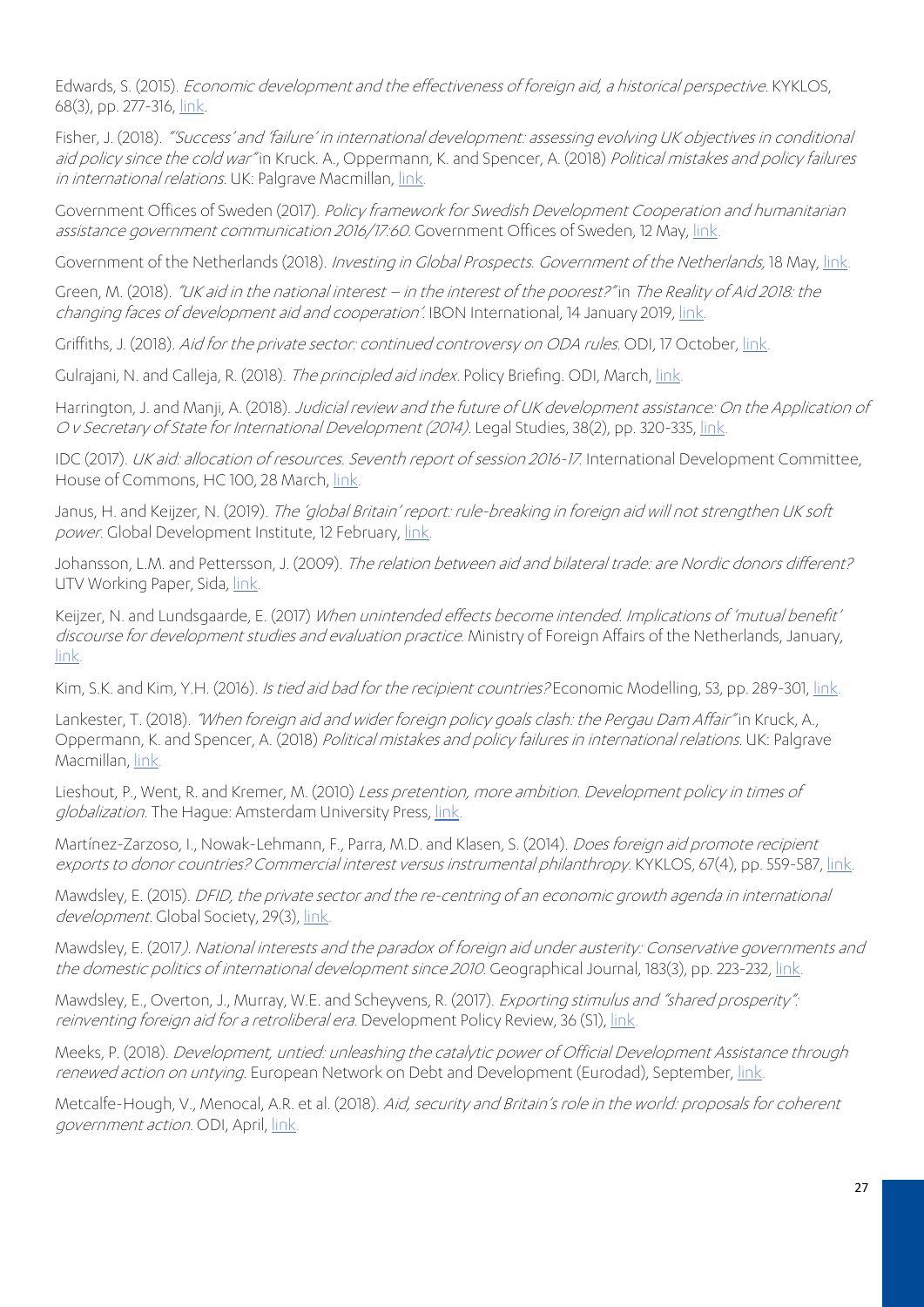Edwards, S. (2015). *Economic development and the effectiveness of foreign aid, a historical perspective*. KYKLOS, 68(3), pp. 277-316, link.

Fisher, J. (2018). *"'Success' and 'failure' in international development: assessing evolving UK objectives in conditional aid policy since the cold war"* in Kruck. A., Oppermann, K. and Spencer, A. (2018) *Political mistakes and policy failures in international relations*. UK: Palgrave Macmillan, link.

Government Offices of Sweden (2017). *Policy framework for Swedish Development Cooperation and humanitarian assistance government communication 2016/17:60*. Government Offices of Sweden, 12 May, link.

Government of the Netherlands (2018). *Investing in Global Prospects. Government of the Netherlands,* 18 May, link.

Green, M. (2018). *"UK aid in the national interest – in the interest of the poorest?"* in *The Reality of Aid 2018: the changing faces of development aid and cooperation'*. IBON International, 14 January 2019, link.

Griffiths, J. (2018). *Aid for the private sector: continued controversy on ODA rules*. ODI, 17 October, link.

Gulrajani, N. and Calleja, R. (2018). *The principled aid index*. Policy Briefing. ODI, March, link.

Harrington, J. and Manji, A. (2018). *Judicial review and the future of UK development assistance: On the Application of O v Secretary of State for International Development (2014)*. Legal Studies, 38(2), pp. 320-335, link.

IDC (2017). *UK aid: allocation of resources. Seventh report of session 2016-17*. International Development Committee, House of Commons, HC 100, 28 March, link.

Janus, H. and Keijzer, N. (2019). *The 'global Britain' report: rule-breaking in foreign aid will not strengthen UK soft power*. Global Development Institute, 12 February, link.

Johansson, L.M. and Pettersson, J. (2009). *The relation between aid and bilateral trade: are Nordic donors different?* UTV Working Paper, Sida, link.

Keijzer, N. and Lundsgaarde, E. (2017) *When unintended effects become intended. Implications of 'mutual benefit' discourse for development studies and evaluation practice*. Ministry of Foreign Affairs of the Netherlands, January, link.

Kim, S.K. and Kim, Y.H. (2016). *Is tied aid bad for the recipient countries?* Economic Modelling, 53, pp. 289-301, link.

Lankester, T. (2018). *"When foreign aid and wider foreign policy goals clash: the Pergau Dam Affair"* in Kruck, A., Oppermann, K. and Spencer, A. (2018) *Political mistakes and policy failures in international relations*. UK: Palgrave Macmillan, link.

Lieshout, P., Went, R. and Kremer, M. (2010) *Less pretention, more ambition. Development policy in times of globalization*. The Hague: Amsterdam University Press, link.

Martínez-Zarzoso, I., Nowak-Lehmann, F., Parra, M.D. and Klasen, S. (2014). *Does foreign aid promote recipient exports to donor countries? Commercial interest versus instrumental philanthropy*. KYKLOS, 67(4), pp. 559-587, link.

Mawdsley, E. (2015). *DFID, the private sector and the re-centring of an economic growth agenda in international development*. Global Society, 29(3), link.

Mawdsley, E. (2017). *National interests and the paradox of foreign aid under austerity: Conservative governments and the domestic politics of international development since 2010*. Geographical Journal, 183(3), pp. 223-232, link.

Mawdsley, E., Overton, J., Murray, W.E. and Scheyvens, R. (2017). *Exporting stimulus and "shared prosperity": reinventing foreign aid for a retroliberal era*. Development Policy Review, 36 (S1), link.

Meeks, P. (2018). *Development, untied: unleashing the catalytic power of Official Development Assistance through renewed action on untying*. European Network on Debt and Development (Eurodad), September, link.

Metcalfe-Hough, V., Menocal, A.R. et al. (2018). *Aid, security and Britain's role in the world: proposals for coherent government action*. ODI, April, link.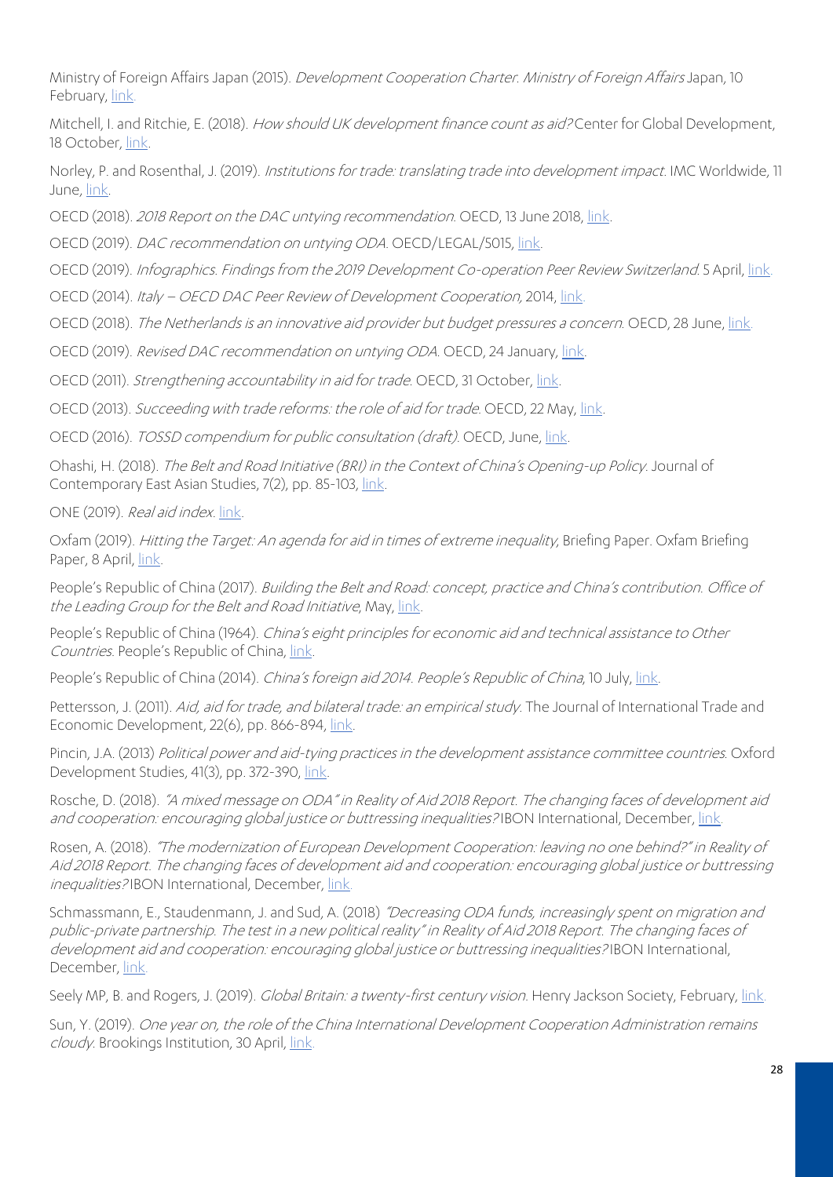Ministry of Foreign Affairs Japan (2015). *Development Cooperation Charter. Ministry of Foreign Affairs* Japan, 10 February, link.

Mitchell, I. and Ritchie, E. (2018). *How should UK development finance count as aid?* Center for Global Development, 18 October, link.

Norley, P. and Rosenthal, J. (2019). *Institutions for trade: translating trade into development impact*. IMC Worldwide, 11 June, link.

OECD (2018). *2018 Report on the DAC untying recommendation*. OECD, 13 June 2018, link.

OECD (2019). *DAC recommendation on untying ODA*. OECD/LEGAL/5015, link.

OECD (2019). *Infographics. Findings from the 2019 Development Co-operation Peer Review Switzerland*. 5 April, link.

OECD (2014). *Italy – OECD DAC Peer Review of Development Cooperation*, 2014, link.

OECD (2018). *The Netherlands is an innovative aid provider but budget pressures a concern*. OECD, 28 June, link.

OECD (2019). *Revised DAC recommendation on untying ODA*. OECD, 24 January, link.

OECD (2011). *Strengthening accountability in aid for trade*. OECD, 31 October, link.

OECD (2013). *Succeeding with trade reforms: the role of aid for trade*. OECD, 22 May, link.

OECD (2016). *TOSSD compendium for public consultation (draft)*. OECD, June, link.

Ohashi, H. (2018). *The Belt and Road Initiative (BRI) in the Context of China's Opening-up Policy*. Journal of Contemporary East Asian Studies, 7(2), pp. 85-103, link.

ONE (2019). *Real aid index*. link.

Oxfam (2019). *Hitting the Target: An agenda for aid in times of extreme inequality*, Briefing Paper. Oxfam Briefing Paper, 8 April, link.

People's Republic of China (2017). *Building the Belt and Road: concept, practice and China's contribution. Office of the Leading Group for the Belt and Road Initiative*, May, link.

People's Republic of China (1964). *China's eight principles for economic aid and technical assistance to Other Countries*. People's Republic of China, link.

People's Republic of China (2014). *China's foreign aid 2014. People's Republic of China*, 10 July, link.

Pettersson, J. (2011). *Aid, aid for trade, and bilateral trade: an empirical study*. The Journal of International Trade and Economic Development, 22(6), pp. 866-894, link.

Pincin, J.A. (2013) *Political power and aid-tying practices in the development assistance committee countries*. Oxford Development Studies, 41(3), pp. 372-390, link.

Rosche, D. (2018). *"A mixed message on ODA" in Reality of Aid 2018 Report. The changing faces of development aid and cooperation: encouraging global justice or buttressing inequalities?* IBON International, December, link.

Rosen, A. (2018). *"The modernization of European Development Cooperation: leaving no one behind?" in Reality of Aid 2018 Report. The changing faces of development aid and cooperation: encouraging global justice or buttressing inequalities?* IBON International, December, link.

Schmassmann, E., Staudenmann, J. and Sud, A. (2018) *"Decreasing ODA funds, increasingly spent on migration and public-private partnership. The test in a new political reality" in Reality of Aid 2018 Report. The changing faces of development aid and cooperation: encouraging global justice or buttressing inequalities?* IBON International, December, link.

Seely MP, B. and Rogers, J. (2019). *Global Britain: a twenty-first century vision*. Henry Jackson Society, February, link.

Sun, Y. (2019). *One year on, the role of the China International Development Cooperation Administration remains cloudy*. Brookings Institution, 30 April, link.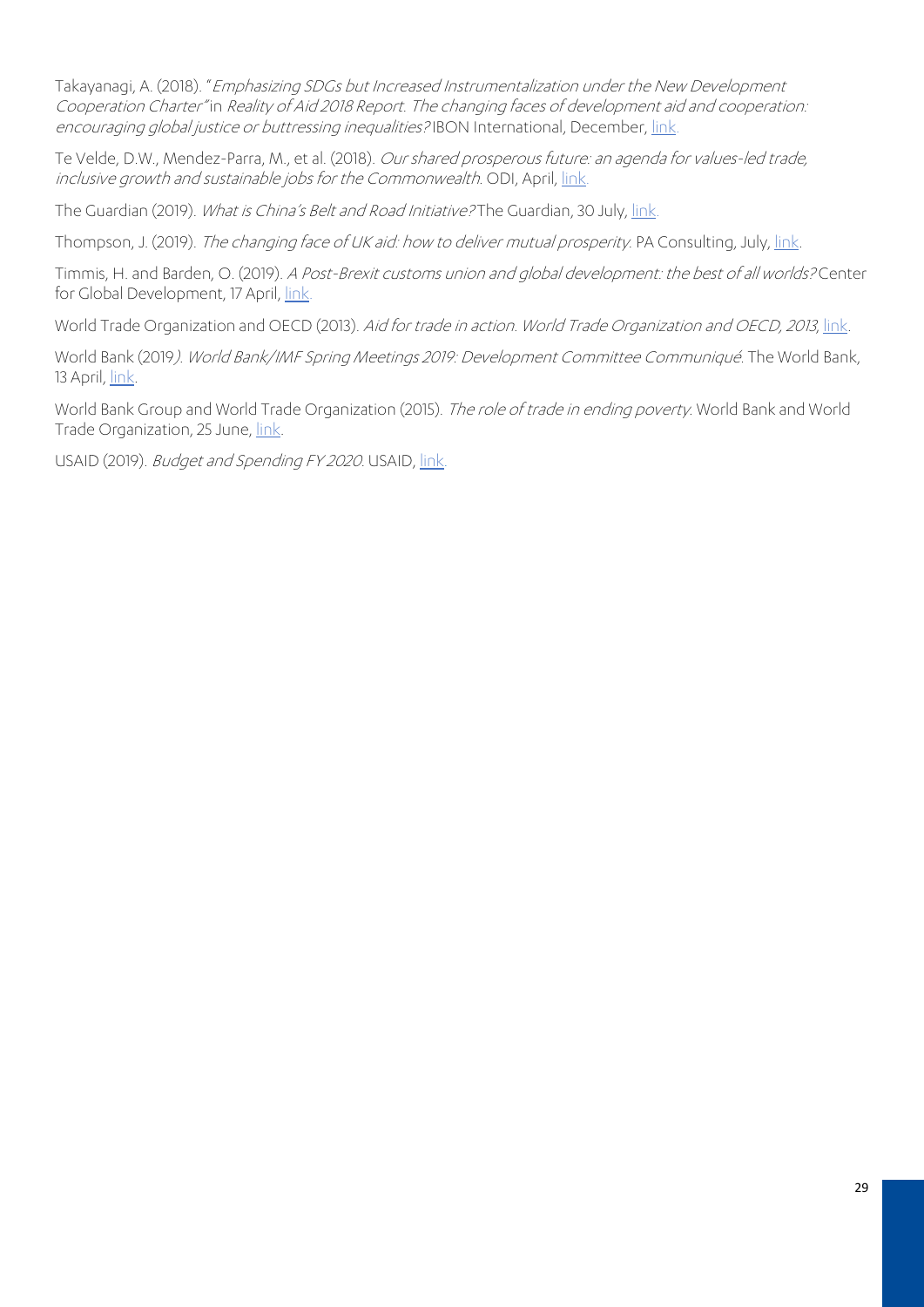Takayanagi, A. (2018). "*Emphasizing SDGs but Increased Instrumentalization under the New Development Cooperation Charter*" in *Reality of Aid 2018 Report. The changing faces of development aid and cooperation: encouraging global justice or buttressing inequalities?* IBON International, December, link.

Te Velde, D.W., Mendez-Parra, M., et al. (2018). *Our shared prosperous future: an agenda for values-led trade, inclusive growth and sustainable jobs for the Commonwealth*. ODI, April, link.

The Guardian (2019). *What is China's Belt and Road Initiative?* The Guardian, 30 July, link.

Thompson, J. (2019). *The changing face of UK aid: how to deliver mutual prosperity*. PA Consulting, July, link.

Timmis, H. and Barden, O. (2019). *A Post-Brexit customs union and global development: the best of all worlds?* Center for Global Development, 17 April, link.

World Trade Organization and OECD (2013). *Aid for trade in action. World Trade Organization and OECD, 2013*, link.

World Bank (2019*). World Bank/IMF Spring Meetings 2019: Development Committee Communiqué*. The World Bank, 13 April, link.

World Bank Group and World Trade Organization (2015). *The role of trade in ending poverty*. World Bank and World Trade Organization, 25 June, link.

USAID (2019). *Budget and Spending FY 2020*. USAID, link.